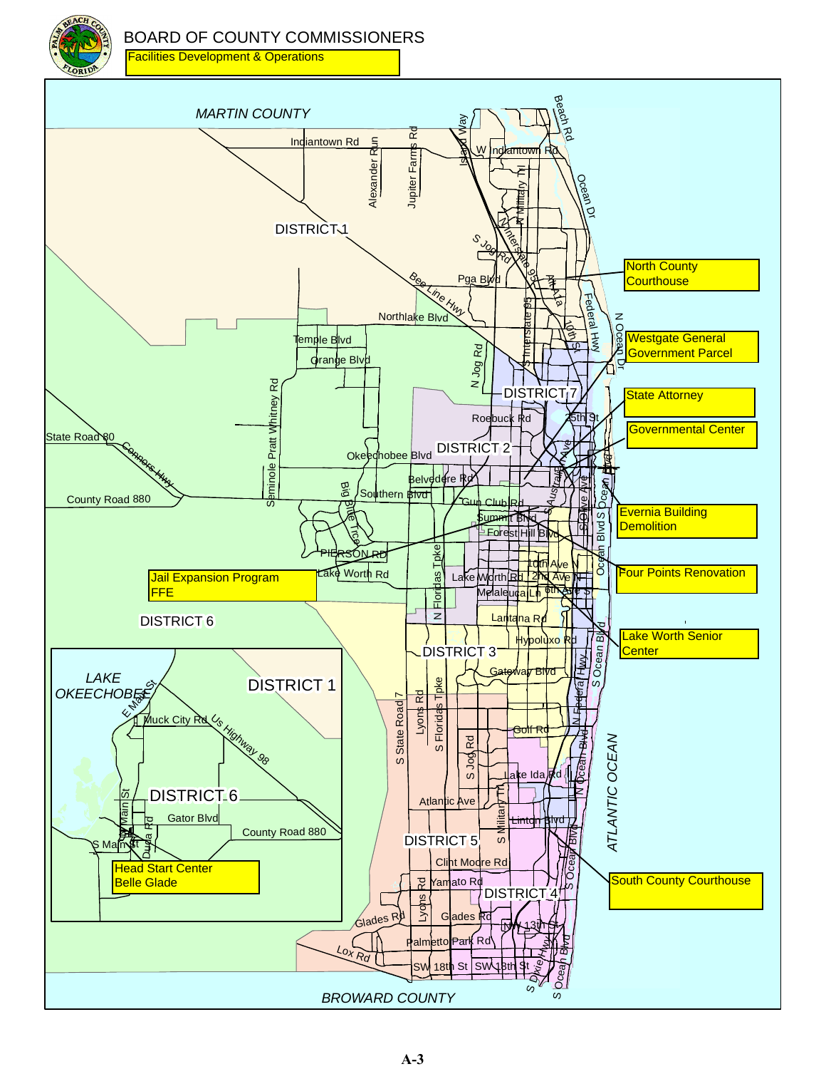# BOARD OF COUNTY COMMISSIONERS

Facilities Development & Operations

MARTIN COUNTY

DISTRICT 1

DISTRICT 2

DISTRICT 3

DISTRICT 4

DISTRICT 5

DISTRICT 6

DISTRICT 7

BROWARD COUNTY

ATLANTIC OCEAN

LAKE OKEECHOBEE

North County Courthouse

Westgate General Government Parcel

State Attorney

Governmental Center

Evernia Building Demolition

Four Points Renovation

Lake Worth Senior Center

Jail Expansion Program FFE

Head Start Center Belle Glade

South County Courthouse

A-3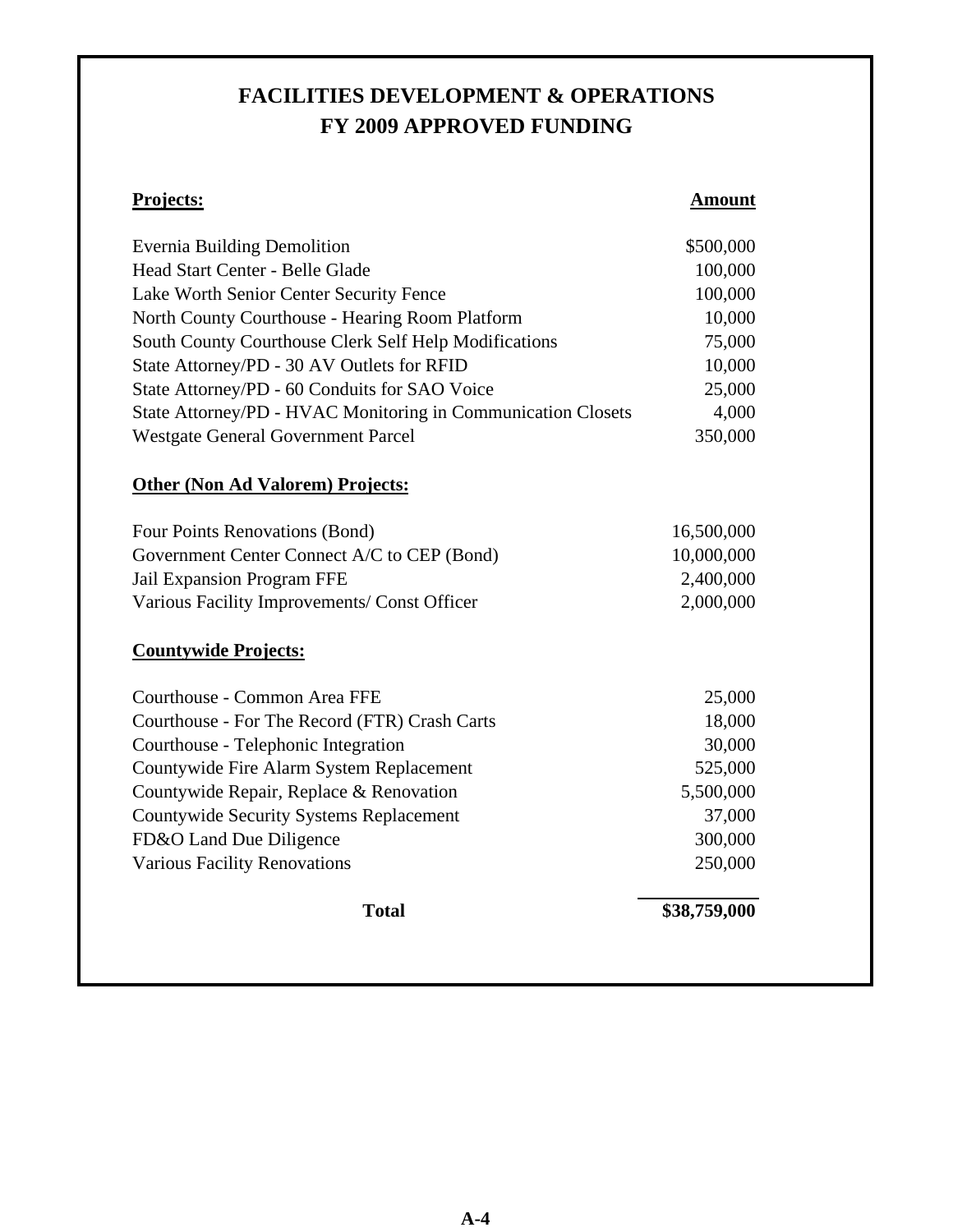# FACILITIES DEVELOPMENT & OPERATIONS
# FY 2009 APPROVED FUNDING

| Projects: | Amount |
|---|---|
| Evernia Building Demolition | $500,000 |
| Head Start Center - Belle Glade | 100,000 |
| Lake Worth Senior Center Security Fence | 100,000 |
| North County Courthouse - Hearing Room Platform | 10,000 |
| South County Courthouse Clerk Self Help Modifications | 75,000 |
| State Attorney/PD - 30 AV Outlets for RFID | 10,000 |
| State Attorney/PD - 60 Conduits for SAO Voice | 25,000 |
| State Attorney/PD - HVAC Monitoring in Communication Closets | 4,000 |
| Westgate General Government Parcel | 350,000 |
| **Other (Non Ad Valorem) Projects:** | |
| Four Points Renovations (Bond) | 16,500,000 |
| Government Center Connect A/C to CEP (Bond) | 10,000,000 |
| Jail Expansion Program FFE | 2,400,000 |
| Various Facility Improvements/ Const Officer | 2,000,000 |
| **Countywide Projects:** | |
| Courthouse - Common Area FFE | 25,000 |
| Courthouse - For The Record (FTR) Crash Carts | 18,000 |
| Courthouse - Telephonic Integration | 30,000 |
| Countywide Fire Alarm System Replacement | 525,000 |
| Countywide Repair, Replace & Renovation | 5,500,000 |
| Countywide Security Systems Replacement | 37,000 |
| FD&O Land Due Diligence | 300,000 |
| Various Facility Renovations | 250,000 |
| **Total** | **$38,759,000** |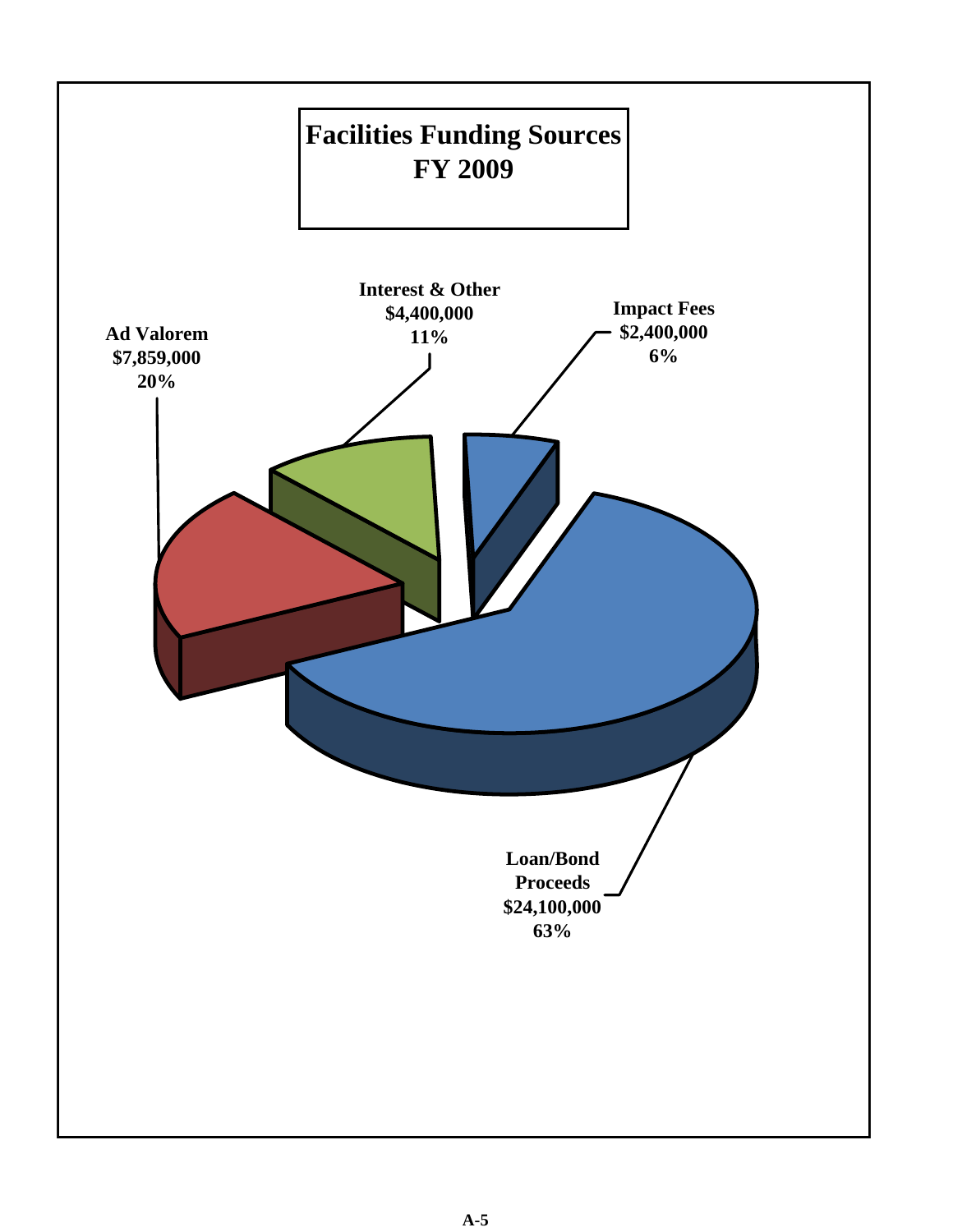# Facilities Funding Sources FY 2009

**Interest & Other**
**$4,400,000**
**11%**

**Impact Fees**
**$2,400,000**
**6%**

**Ad Valorem**
**$7,859,000**
**20%**

**Loan/Bond Proceeds**
**$24,100,000**
**63%**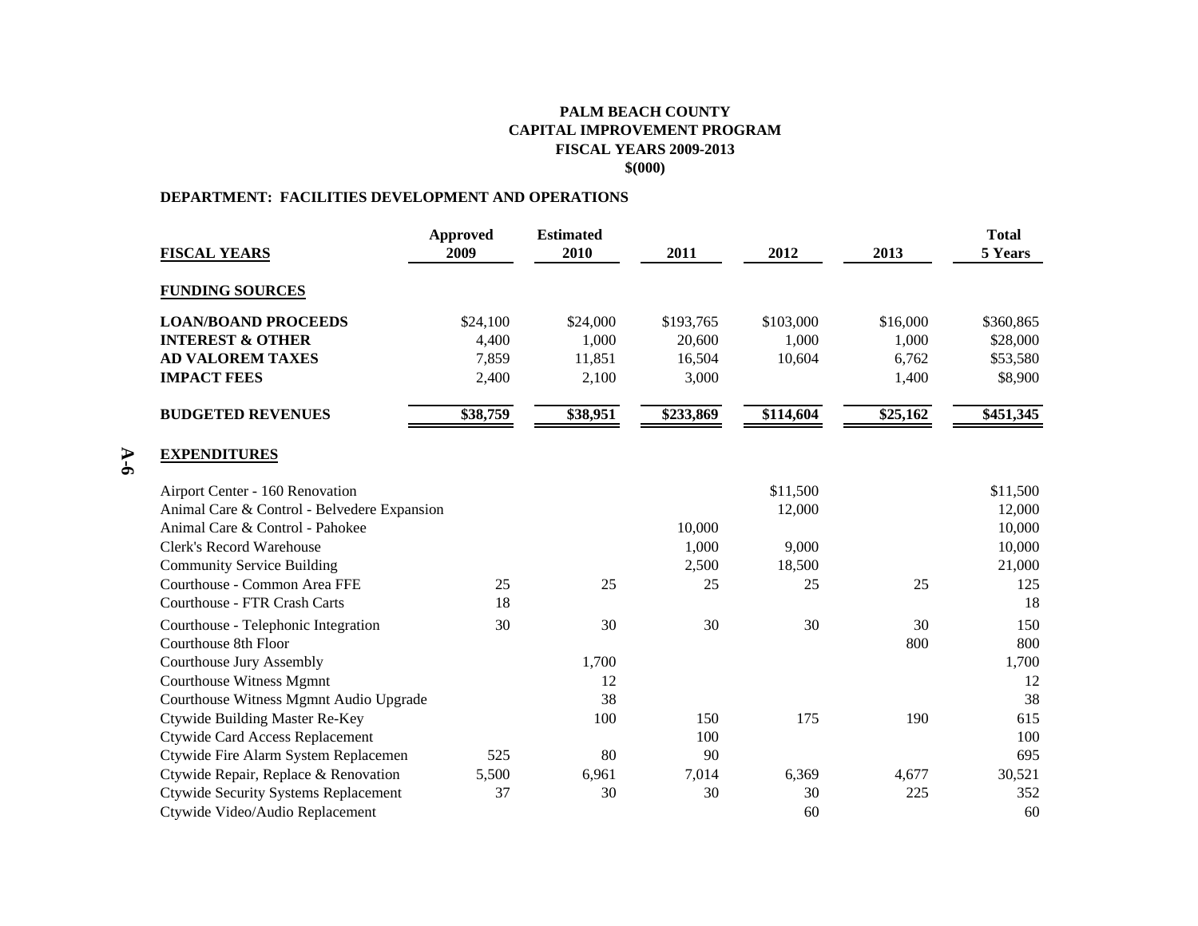# PALM BEACH COUNTY
## CAPITAL IMPROVEMENT PROGRAM
## FISCAL YEARS 2009-2013
## $(000)

**DEPARTMENT: FACILITIES DEVELOPMENT AND OPERATIONS**

| FISCAL YEARS | Approved 2009 | Estimated 2010 | 2011 | 2012 | 2013 | Total 5 Years |
|---|---|---|---|---|---|---|
| **FUNDING SOURCES** | | | | | | |
| **LOAN/BOAND PROCEEDS** | $24,100 | $24,000 | $193,765 | $103,000 | $16,000 | $360,865 |
| **INTEREST & OTHER** | 4,400 | 1,000 | 20,600 | 1,000 | 1,000 | $28,000 |
| **AD VALOREM TAXES** | 7,859 | 11,851 | 16,504 | 10,604 | 6,762 | $53,580 |
| **IMPACT FEES** | 2,400 | 2,100 | 3,000 | | 1,400 | $8,900 |
| **BUDGETED REVENUES** | **$38,759** | **$38,951** | **$233,869** | **$114,604** | **$25,162** | **$451,345** |
| **EXPENDITURES** | | | | | | |
| Airport Center - 160 Renovation | | | | $11,500 | | $11,500 |
| Animal Care & Control - Belvedere Expansion | | | | 12,000 | | 12,000 |
| Animal Care & Control - Pahokee | | | 10,000 | | | 10,000 |
| Clerk's Record Warehouse | | | 1,000 | 9,000 | | 10,000 |
| Community Service Building | | | 2,500 | 18,500 | | 21,000 |
| Courthouse - Common Area FFE | 25 | 25 | 25 | 25 | 25 | 125 |
| Courthouse - FTR Crash Carts | 18 | | | | | 18 |
| Courthouse - Telephonic Integration | 30 | 30 | 30 | 30 | 30 | 150 |
| Courthouse 8th Floor | | | | | 800 | 800 |
| Courthouse Jury Assembly | | 1,700 | | | | 1,700 |
| Courthouse Witness Mgmnt | | 12 | | | | 12 |
| Courthouse Witness Mgmnt Audio Upgrade | | 38 | | | | 38 |
| Ctywide Building Master Re-Key | | 100 | 150 | 175 | 190 | 615 |
| Ctywide Card Access Replacement | | | 100 | | | 100 |
| Ctywide Fire Alarm System Replacemen | 525 | 80 | 90 | | | 695 |
| Ctywide Repair, Replace & Renovation | 5,500 | 6,961 | 7,014 | 6,369 | 4,677 | 30,521 |
| Ctywide Security Systems Replacement | 37 | 30 | 30 | 30 | 225 | 352 |
| Ctywide Video/Audio Replacement | | | | 60 | | 60 |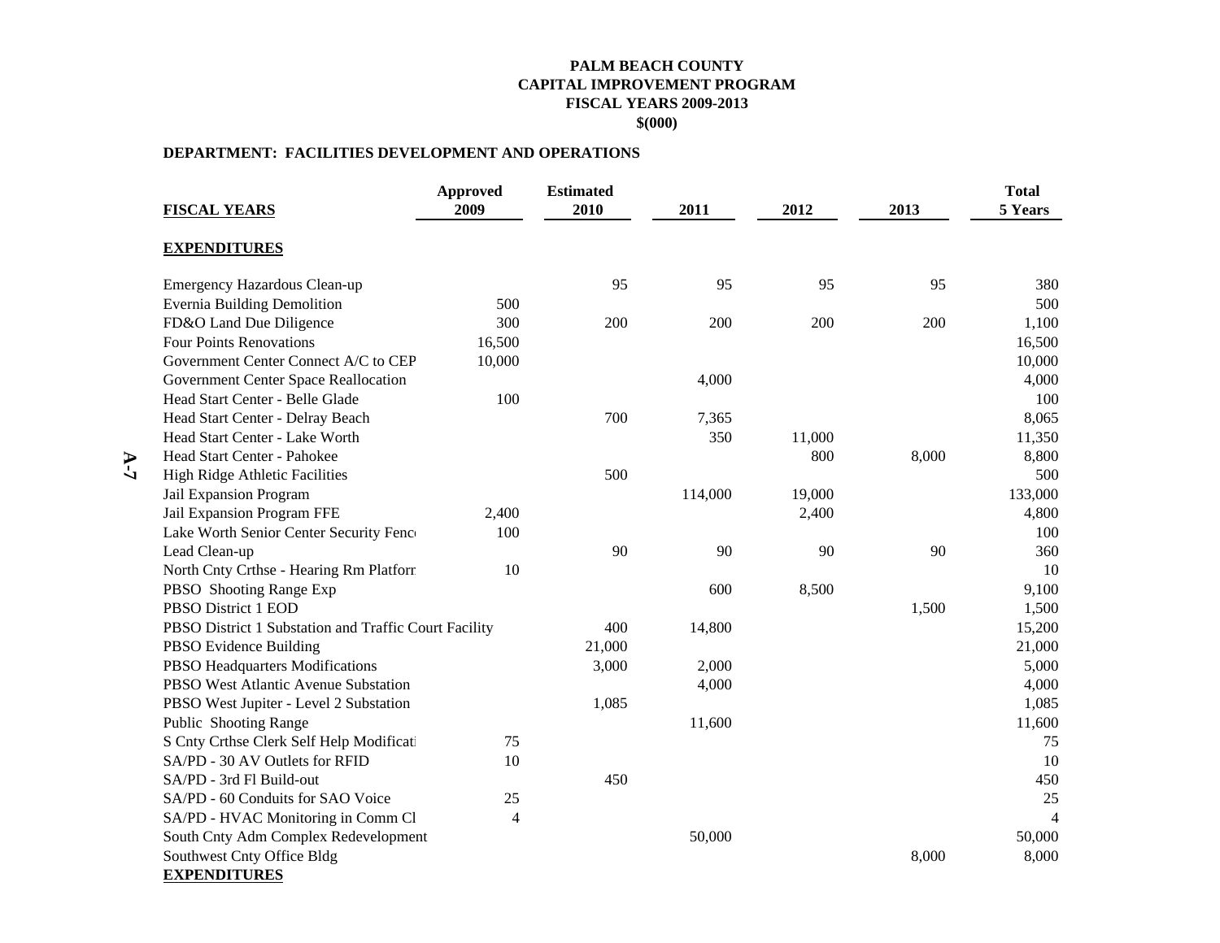**PALM BEACH COUNTY**
**CAPITAL IMPROVEMENT PROGRAM**
**FISCAL YEARS 2009-2013**
**$(000)**

**DEPARTMENT: FACILITIES DEVELOPMENT AND OPERATIONS**

| **FISCAL YEARS** | **Approved 2009** | **Estimated 2010** | **2011** | **2012** | **2013** | **Total 5 Years** |
|---|---|---|---|---|---|---|
| **EXPENDITURES** | | | | | | |
| Emergency Hazardous Clean-up | | 95 | 95 | 95 | 95 | 380 |
| Evernia Building Demolition | 500 | | | | | 500 |
| FD&O Land Due Diligence | 300 | 200 | 200 | 200 | 200 | 1,100 |
| Four Points Renovations | 16,500 | | | | | 16,500 |
| Government Center Connect A/C to CEP | 10,000 | | | | | 10,000 |
| Government Center Space Reallocation | | | 4,000 | | | 4,000 |
| Head Start Center - Belle Glade | 100 | | | | | 100 |
| Head Start Center - Delray Beach | | 700 | 7,365 | | | 8,065 |
| Head Start Center - Lake Worth | | | 350 | 11,000 | | 11,350 |
| Head Start Center - Pahokee | | | | 800 | 8,000 | 8,800 |
| High Ridge Athletic Facilities | | 500 | | | | 500 |
| Jail Expansion Program | | | 114,000 | 19,000 | | 133,000 |
| Jail Expansion Program FFE | 2,400 | | | 2,400 | | 4,800 |
| Lake Worth Senior Center Security Fenc | 100 | | | | | 100 |
| Lead Clean-up | | 90 | 90 | 90 | 90 | 360 |
| North Cnty Crthse - Hearing Rm Platforr | 10 | | | | | 10 |
| PBSO Shooting Range Exp | | | 600 | 8,500 | | 9,100 |
| PBSO District 1 EOD | | | | | 1,500 | 1,500 |
| PBSO District 1 Substation and Traffic Court Facility | | 400 | 14,800 | | | 15,200 |
| PBSO Evidence Building | | 21,000 | | | | 21,000 |
| PBSO Headquarters Modifications | | 3,000 | 2,000 | | | 5,000 |
| PBSO West Atlantic Avenue Substation | | | 4,000 | | | 4,000 |
| PBSO West Jupiter - Level 2 Substation | | 1,085 | | | | 1,085 |
| Public Shooting Range | | | 11,600 | | | 11,600 |
| S Cnty Crthse Clerk Self Help Modificati | 75 | | | | | 75 |
| SA/PD - 30 AV Outlets for RFID | 10 | | | | | 10 |
| SA/PD - 3rd Fl Build-out | | 450 | | | | 450 |
| SA/PD - 60 Conduits for SAO Voice | 25 | | | | | 25 |
| SA/PD - HVAC Monitoring in Comm Cl | 4 | | | | | 4 |
| South Cnty Adm Complex Redevelopment | | | 50,000 | | | 50,000 |
| Southwest Cnty Office Bldg | | | | | 8,000 | 8,000 |
| **EXPENDITURES** | | | | | | |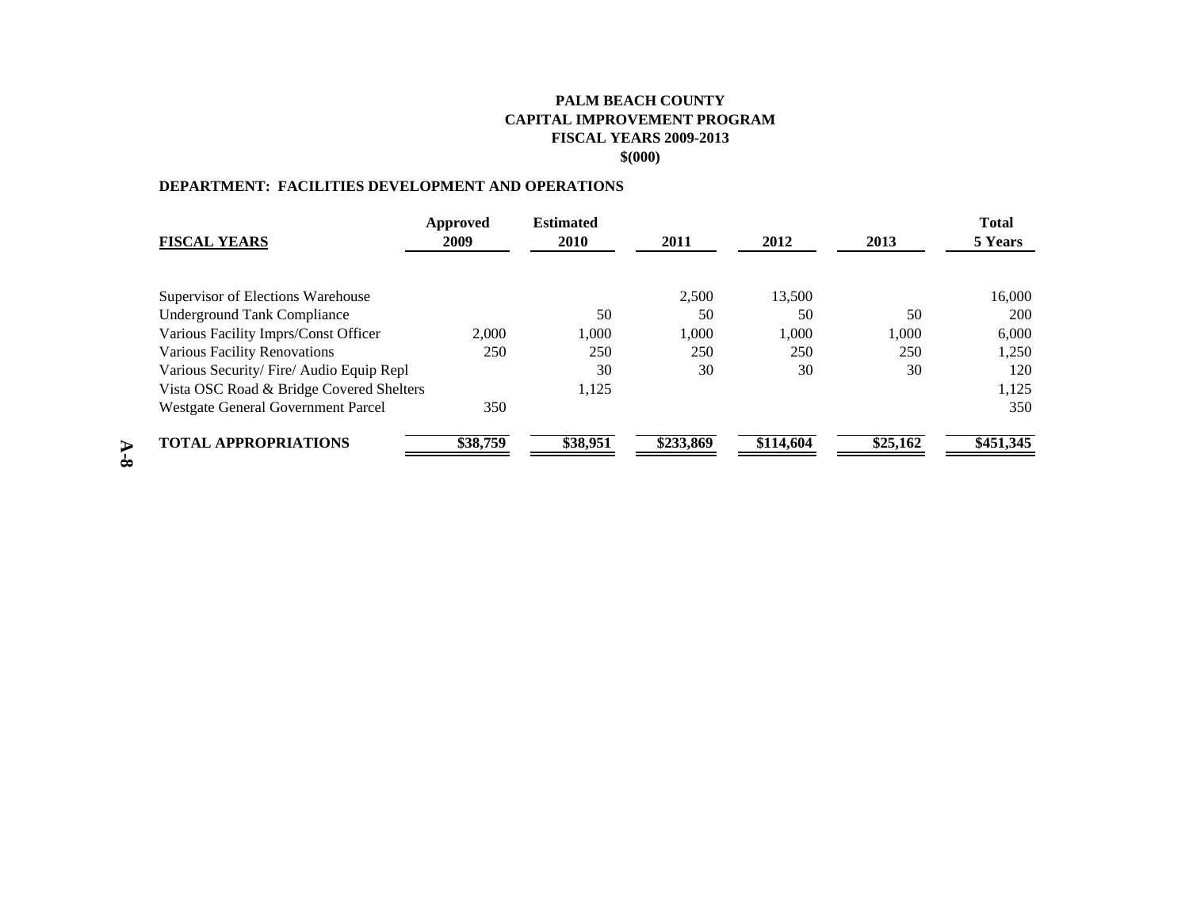**PALM BEACH COUNTY**
**CAPITAL IMPROVEMENT PROGRAM**
**FISCAL YEARS 2009-2013**
**$(000)**

**DEPARTMENT: FACILITIES DEVELOPMENT AND OPERATIONS**

| FISCAL YEARS | Approved 2009 | Estimated 2010 | 2011 | 2012 | 2013 | Total 5 Years |
|---|---|---|---|---|---|---|
| Supervisor of Elections Warehouse | | | 2,500 | 13,500 | | 16,000 |
| Underground Tank Compliance | | 50 | 50 | 50 | 50 | 200 |
| Various Facility Imprs/Const Officer | 2,000 | 1,000 | 1,000 | 1,000 | 1,000 | 6,000 |
| Various Facility Renovations | 250 | 250 | 250 | 250 | 250 | 1,250 |
| Various Security/ Fire/ Audio Equip Repl | | 30 | 30 | 30 | 30 | 120 |
| Vista OSC Road & Bridge Covered Shelters | | 1,125 | | | | 1,125 |
| Westgate General Government Parcel | 350 | | | | | 350 |
| **TOTAL APPROPRIATIONS** | **$38,759** | **$38,951** | **$233,869** | **$114,604** | **$25,162** | **$451,345** |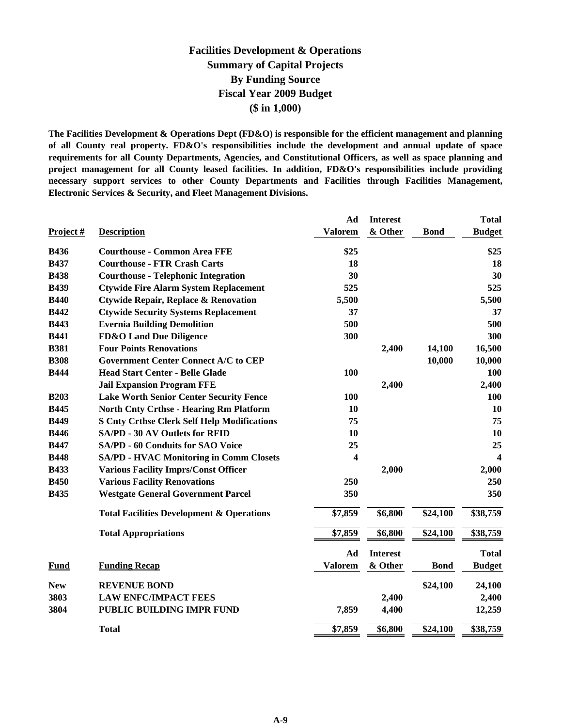# Facilities Development & Operations
## Summary of Capital Projects
## By Funding Source
## Fiscal Year 2009 Budget
## ($ in 1,000)

**The Facilities Development & Operations Dept (FD&O) is responsible for the efficient management and planning of all County real property. FD&O's responsibilities include the development and annual update of space requirements for all County Departments, Agencies, and Constitutional Officers, as well as space planning and project management for all County leased facilities. In addition, FD&O's responsibilities include providing necessary support services to other County Departments and Facilities through Facilities Management, Electronic Services & Security, and Fleet Management Divisions.**

| Project # | Description | Ad Valorem | Interest & Other | Bond | Total Budget |
|---|---|---|---|---|---|
| B436 | Courthouse - Common Area FFE | $25 | | | $25 |
| B437 | Courthouse - FTR Crash Carts | 18 | | | 18 |
| B438 | Courthouse - Telephonic Integration | 30 | | | 30 |
| B439 | Ctywide Fire Alarm System Replacement | 525 | | | 525 |
| B440 | Ctywide Repair, Replace & Renovation | 5,500 | | | 5,500 |
| B442 | Ctywide Security Systems Replacement | 37 | | | 37 |
| B443 | Evernia Building Demolition | 500 | | | 500 |
| B441 | FD&O Land Due Diligence | 300 | | | 300 |
| B381 | Four Points Renovations | | 2,400 | 14,100 | 16,500 |
| B308 | Government Center Connect A/C to CEP | | | 10,000 | 10,000 |
| B444 | Head Start Center - Belle Glade | 100 | | | 100 |
| | Jail Expansion Program FFE | | 2,400 | | 2,400 |
| B203 | Lake Worth Senior Center Security Fence | 100 | | | 100 |
| B445 | North Cnty Crthse - Hearing Rm Platform | 10 | | | 10 |
| B449 | S Cnty Crthse Clerk Self Help Modifications | 75 | | | 75 |
| B446 | SA/PD - 30 AV Outlets for RFID | 10 | | | 10 |
| B447 | SA/PD - 60 Conduits for SAO Voice | 25 | | | 25 |
| B448 | SA/PD - HVAC Monitoring in Comm Closets | 4 | | | 4 |
| B433 | Various Facility Imprs/Const Officer | | 2,000 | | 2,000 |
| B450 | Various Facility Renovations | 250 | | | 250 |
| B435 | Westgate General Government Parcel | 350 | | | 350 |
| | **Total Facilities Development & Operations** | $7,859 | $6,800 | $24,100 | $38,759 |
| | **Total Appropriations** | $7,859 | $6,800 | $24,100 | $38,759 |

| Fund | Funding Recap | Ad Valorem | Interest & Other | Bond | Total Budget |
|---|---|---|---|---|---|
| New | REVENUE BOND | | | $24,100 | 24,100 |
| 3803 | LAW ENFC/IMPACT FEES | | 2,400 | | 2,400 |
| 3804 | PUBLIC BUILDING IMPR FUND | 7,859 | 4,400 | | 12,259 |
| | **Total** | $7,859 | $6,800 | $24,100 | $38,759 |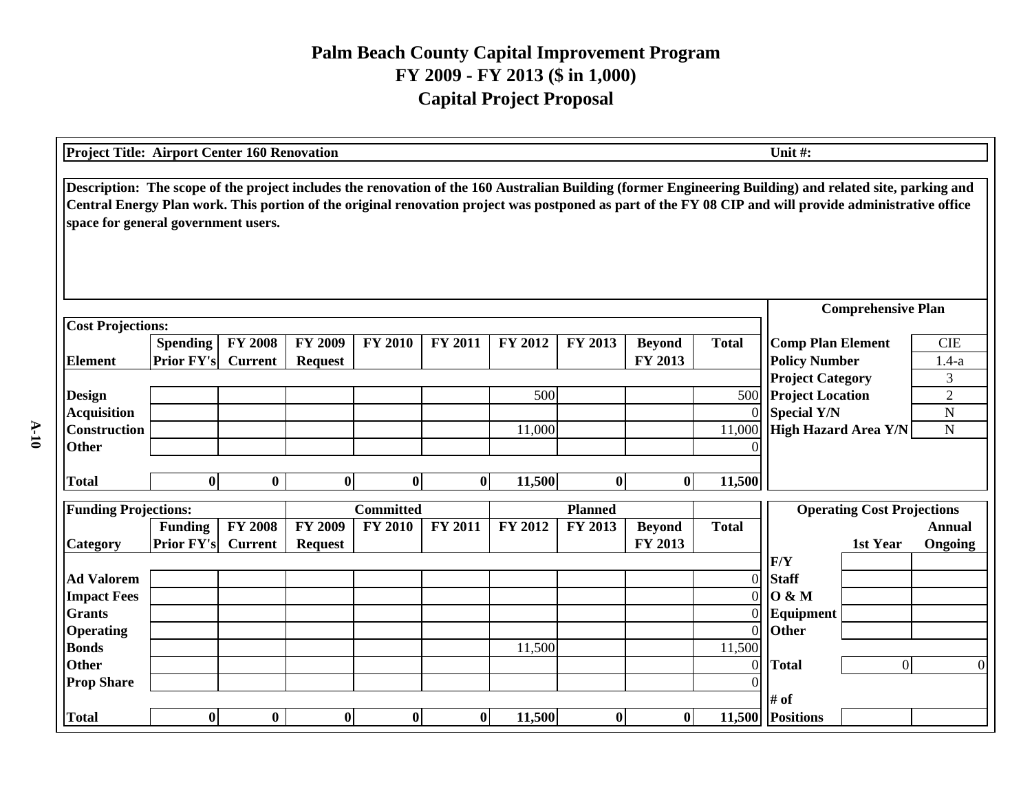# Palm Beach County Capital Improvement Program
## FY 2009 - FY 2013 ($ in 1,000)
## Capital Project Proposal

**Project Title: Airport Center 160 Renovation** | **Unit #:**

**Description: The scope of the project includes the renovation of the 160 Australian Building (former Engineering Building) and related site, parking and Central Energy Plan work. This portion of the original renovation project was postponed as part of the FY 08 CIP and will provide administrative office space for general government users.**

**Cost Projections:**

| Element | Spending Prior FY's | FY 2008 Current | FY 2009 Request | FY 2010 | FY 2011 | FY 2012 | FY 2013 | Beyond FY 2013 | Total |
|---|---|---|---|---|---|---|---|---|---|
| Design | | | | | | 500 | | | 500 |
| Acquisition | | | | | | | | | 0 |
| Construction | | | | | | 11,000 | | | 11,000 |
| Other | | | | | | | | | 0 |
| **Total** | **0** | **0** | **0** | **0** | **0** | **11,500** | **0** | **0** | **11,500** |

**Comprehensive Plan**

| | |
|---|---|
| Comp Plan Element | CIE |
| Policy Number | 1.4-a |
| Project Category | 3 |
| Project Location | 2 |
| Special Y/N | N |
| High Hazard Area Y/N | N |

**Funding Projections:**

| Category | Funding Prior FY's | FY 2008 Current | FY 2009 Request (Committed) | FY 2010 (Committed) | FY 2011 (Committed) | FY 2012 (Planned) | FY 2013 (Planned) | Beyond FY 2013 (Planned) | Total |
|---|---|---|---|---|---|---|---|---|---|
| Ad Valorem | | | | | | | | | 0 |
| Impact Fees | | | | | | | | | 0 |
| Grants | | | | | | | | | 0 |
| Operating | | | | | | | | | 0 |
| Bonds | | | | | | 11,500 | | | 11,500 |
| Other | | | | | | | | | 0 |
| Prop Share | | | | | | | | | 0 |
| **Total** | **0** | **0** | **0** | **0** | **0** | **11,500** | **0** | **0** | **11,500** |

**Operating Cost Projections**

| F/Y | 1st Year | Annual Ongoing |
|---|---|---|
| Staff | | |
| O & M | | |
| Equipment | | |
| Other | | |
| **Total** | 0 | 0 |
| # of Positions | | |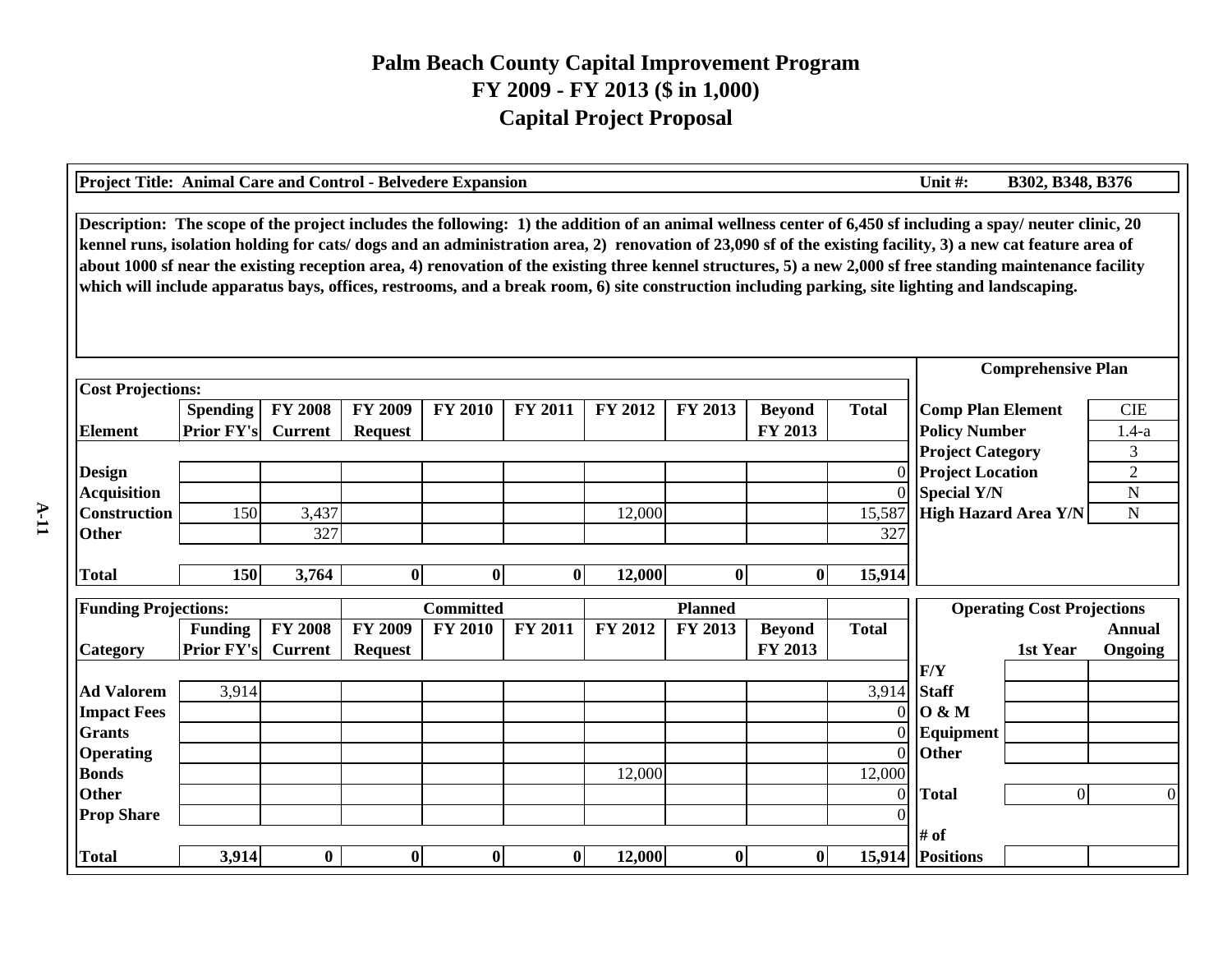# Palm Beach County Capital Improvement Program
## FY 2009 - FY 2013 ($ in 1,000)
## Capital Project Proposal

**Project Title: Animal Care and Control - Belvedere Expansion** | **Unit #: B302, B348, B376**

**Description: The scope of the project includes the following: 1) the addition of an animal wellness center of 6,450 sf including a spay/ neuter clinic, 20 kennel runs, isolation holding for cats/ dogs and an administration area, 2) renovation of 23,090 sf of of the existing facility, 3) a new cat feature area of about 1000 sf near the existing reception area, 4) renovation of the existing three kennel structures, 5) a new 2,000 sf free standing maintenance facility which will include apparatus bays, offices, restrooms, and a break room, 6) site construction including parking, site lighting and landscaping.**

**Cost Projections:**

| Element | Spending Prior FY's | FY 2008 Current | FY 2009 Request | FY 2010 | FY 2011 | FY 2012 | FY 2013 | Beyond FY 2013 | Total |
|---|---|---|---|---|---|---|---|---|---|
| Design | | | | | | | | | 0 |
| Acquisition | | | | | | | | | 0 |
| Construction | 150 | 3,437 | | | | 12,000 | | | 15,587 |
| Other | | 327 | | | | | | | 327 |
| **Total** | **150** | **3,764** | **0** | **0** | **0** | **12,000** | **0** | **0** | **15,914** |

**Comprehensive Plan**

| | |
|---|---|
| Comp Plan Element | CIE |
| Policy Number | 1.4-a |
| Project Category | 3 |
| Project Location | 2 |
| Special Y/N | N |
| High Hazard Area Y/N | N |

**Funding Projections:**

| | | | | Committed | | | Planned | | |
|---|---|---|---|---|---|---|---|---|---|
| **Category** | **Funding Prior FY's** | **FY 2008 Current** | **FY 2009 Request** | **FY 2010** | **FY 2011** | **FY 2012** | **FY 2013** | **Beyond FY 2013** | **Total** |
| Ad Valorem | 3,914 | | | | | | | | 3,914 |
| Impact Fees | | | | | | | | | 0 |
| Grants | | | | | | | | | 0 |
| Operating | | | | | | | | | 0 |
| Bonds | | | | | | 12,000 | | | 12,000 |
| Other | | | | | | | | | 0 |
| Prop Share | | | | | | | | | 0 |
| **Total** | **3,914** | **0** | **0** | **0** | **0** | **12,000** | **0** | **0** | **15,914** |

**Operating Cost Projections**

| F/Y | 1st Year | Annual Ongoing |
|---|---|---|
| Staff | | |
| O & M | | |
| Equipment | | |
| Other | | |
| **Total** | 0 | 0 |
| # of Positions | | |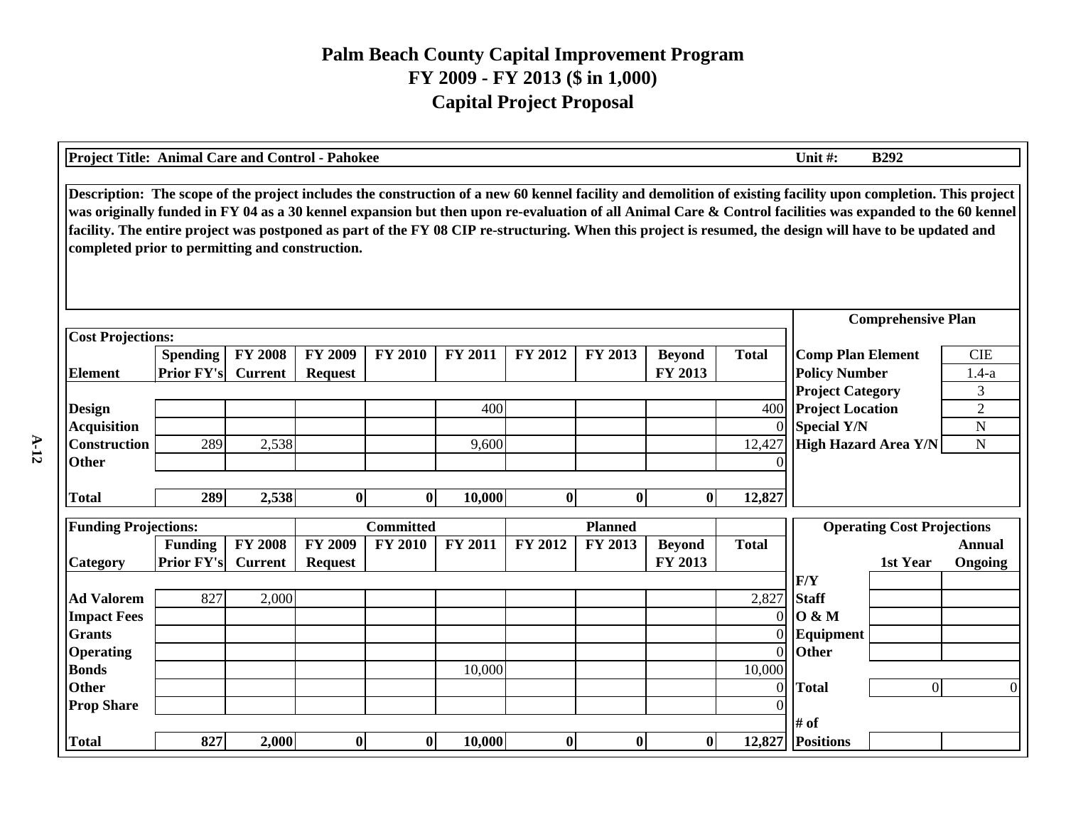# Palm Beach County Capital Improvement Program
## FY 2009 - FY 2013 ($ in 1,000)
## Capital Project Proposal

**Project Title: Animal Care and Control - Pahokee** | **Unit #: B292**

**Description: The scope of the project includes the construction of a new 60 kennel facility and demolition of existing facility upon completion. This project was originally funded in FY 04 as a 30 kennel expansion but then upon re-evaluation of all Animal Care & Control facilities was expanded to the 60 kennel facility. The entire project was postponed as part of the FY 08 CIP re-structuring. When this project is resumed, the design will have to be updated and completed prior to permitting and construction.**

**Cost Projections:**

| Element | Spending Prior FY's | FY 2008 Current | FY 2009 Request | FY 2010 | FY 2011 | FY 2012 | FY 2013 | Beyond FY 2013 | Total |
|---|---|---|---|---|---|---|---|---|---|
| Design | | | | | 400 | | | | 400 |
| Acquisition | | | | | | | | | 0 |
| Construction | 289 | 2,538 | | | 9,600 | | | | 12,427 |
| Other | | | | | | | | | 0 |
| **Total** | **289** | **2,538** | **0** | **0** | **10,000** | **0** | **0** | **0** | **12,827** |

**Comprehensive Plan**

| | |
|---|---|
| Comp Plan Element | CIE |
| Policy Number | 1.4-a |
| Project Category | 3 |
| Project Location | 2 |
| Special Y/N | N |
| High Hazard Area Y/N | N |

**Funding Projections:**

| Category | Funding Prior FY's | FY 2008 Current | FY 2009 Request | Committed FY 2010 | FY 2011 | Planned FY 2012 | FY 2013 | Beyond FY 2013 | Total |
|---|---|---|---|---|---|---|---|---|---|
| Ad Valorem | 827 | 2,000 | | | | | | | 2,827 |
| Impact Fees | | | | | | | | | 0 |
| Grants | | | | | | | | | 0 |
| Operating | | | | | | | | | 0 |
| Bonds | | | | | 10,000 | | | | 10,000 |
| Other | | | | | | | | | 0 |
| Prop Share | | | | | | | | | 0 |
| **Total** | **827** | **2,000** | **0** | **0** | **10,000** | **0** | **0** | **0** | **12,827** |

**Operating Cost Projections**

| F/Y | 1st Year | Annual Ongoing |
|---|---|---|
| Staff | | |
| O & M | | |
| Equipment | | |
| Other | | |
| **Total** | 0 | 0 |
| # of Positions | | |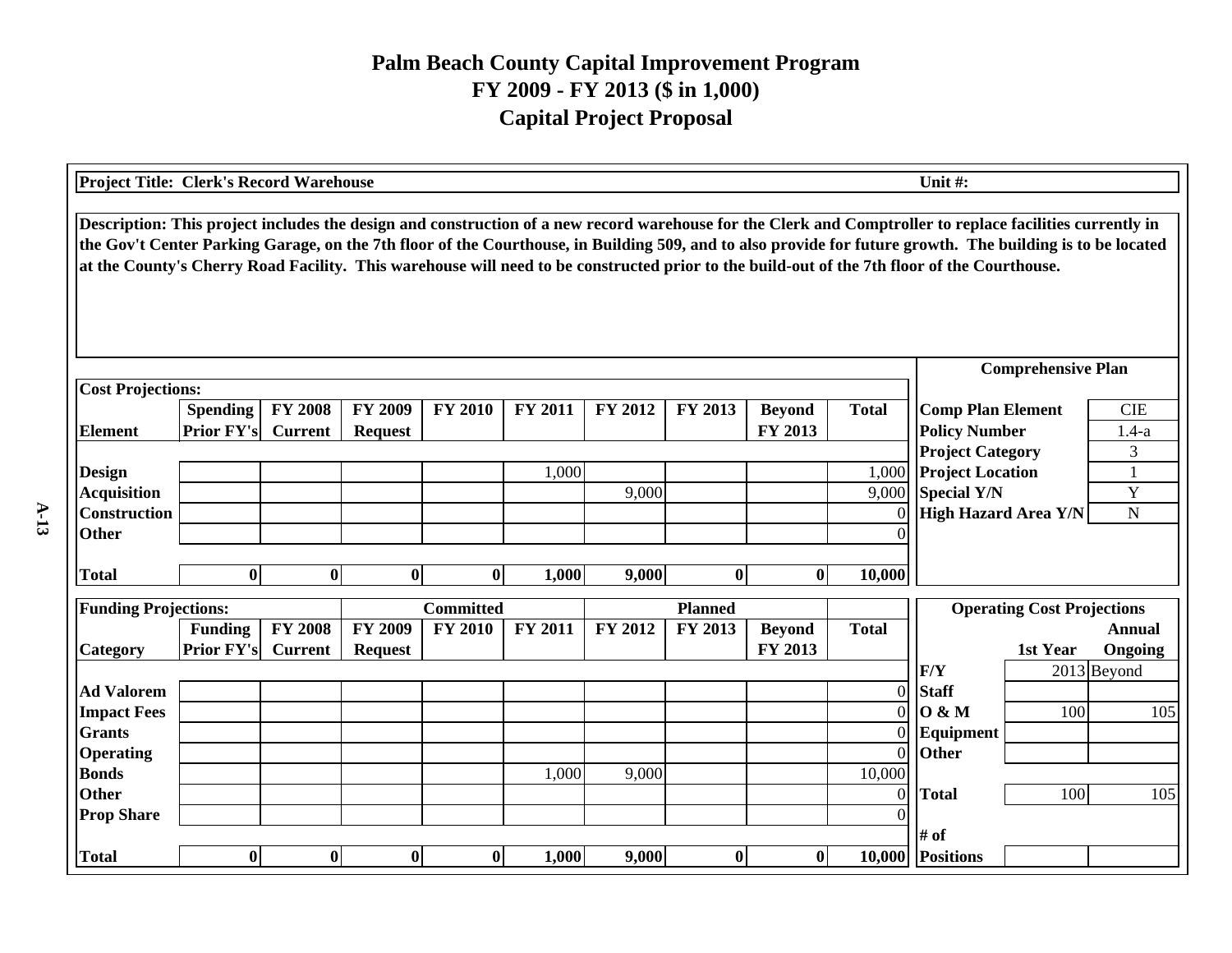# Palm Beach County Capital Improvement Program
## FY 2009 - FY 2013 ($ in 1,000)
## Capital Project Proposal

**Project Title: Clerk's Record Warehouse** **Unit #:**

**Description: This project includes the design and construction of a new record warehouse for the Clerk and Comptroller to replace facilities currently in the Gov't Center Parking Garage, on the 7th floor of the Courthouse, in Building 509, and to also provide for future growth. The building is to be located at the County's Cherry Road Facility. This warehouse will need to be constructed prior to the build-out of the 7th floor of the Courthouse.**

**Cost Projections:**

| Element | Spending Prior FY's | FY 2008 Current | FY 2009 Request | FY 2010 | FY 2011 | FY 2012 | FY 2013 | Beyond FY 2013 | Total |
|---|---|---|---|---|---|---|---|---|---|
| Design | | | | | 1,000 | | | | 1,000 |
| Acquisition | | | | | | 9,000 | | | 9,000 |
| Construction | | | | | | | | | 0 |
| Other | | | | | | | | | 0 |
| **Total** | **0** | **0** | **0** | **0** | **1,000** | **9,000** | **0** | **0** | **10,000** |

**Comprehensive Plan**

| | |
|---|---|
| Comp Plan Element | CIE |
| Policy Number | 1.4-a |
| Project Category | 3 |
| Project Location | 1 |
| Special Y/N | Y |
| High Hazard Area Y/N | N |

**Funding Projections:**

| Category | Funding Prior FY's | FY 2008 Current | FY 2009 Request (Committed) | FY 2010 (Committed) | FY 2011 (Committed) | FY 2012 (Planned) | FY 2013 (Planned) | Beyond FY 2013 (Planned) | Total |
|---|---|---|---|---|---|---|---|---|---|
| Ad Valorem | | | | | | | | | 0 |
| Impact Fees | | | | | | | | | 0 |
| Grants | | | | | | | | | 0 |
| Operating | | | | | | | | | 0 |
| Bonds | | | | | 1,000 | 9,000 | | | 10,000 |
| Other | | | | | | | | | 0 |
| Prop Share | | | | | | | | | 0 |
| **Total** | **0** | **0** | **0** | **0** | **1,000** | **9,000** | **0** | **0** | **10,000** |

**Operating Cost Projections**

| | 1st Year | Annual Ongoing |
|---|---|---|
| F/Y | 2013 | Beyond |
| Staff | | |
| O & M | 100 | 105 |
| Equipment | | |
| Other | | |
| **Total** | 100 | 105 |
| # of Positions | | |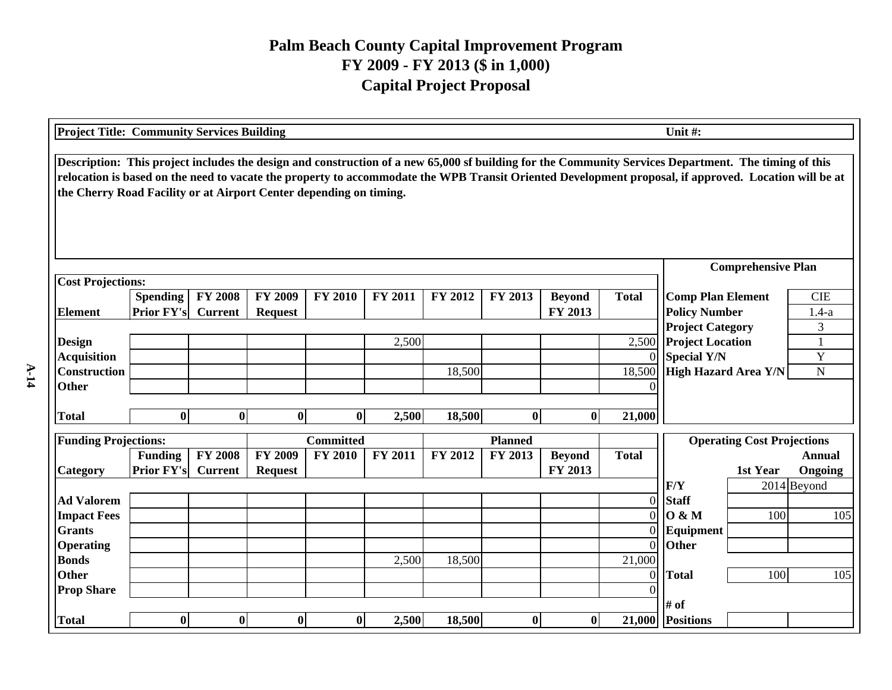# Palm Beach County Capital Improvement Program
## FY 2009 - FY 2013 ($ in 1,000)
## Capital Project Proposal

**Project Title: Community Services Building** | **Unit #:**

**Description: This project includes the design and construction of a new 65,000 sf building for the Community Services Department. The timing of this relocation is based on the need to vacate the property to accommodate the WPB Transit Oriented Development proposal, if approved. Location will be at the Cherry Road Facility or at Airport Center depending on timing.**

**Cost Projections:**

| Element | Spending Prior FY's | FY 2008 Current | FY 2009 Request | FY 2010 | FY 2011 | FY 2012 | FY 2013 | Beyond FY 2013 | Total |
|---|---|---|---|---|---|---|---|---|---|
| Design | | | | | 2,500 | | | | 2,500 |
| Acquisition | | | | | | | | | 0 |
| Construction | | | | | | 18,500 | | | 18,500 |
| Other | | | | | | | | | 0 |
| **Total** | **0** | **0** | **0** | **0** | **2,500** | **18,500** | **0** | **0** | **21,000** |

**Comprehensive Plan**

| | |
|---|---|
| Comp Plan Element | CIE |
| Policy Number | 1.4-a |
| Project Category | 3 |
| Project Location | 1 |
| Special Y/N | Y |
| High Hazard Area Y/N | N |

**Funding Projections:**

| Category | Funding Prior FY's | FY 2008 Current | FY 2009 Request (Committed) | FY 2010 (Committed) | FY 2011 (Committed) | FY 2012 (Planned) | FY 2013 (Planned) | Beyond FY 2013 (Planned) | Total |
|---|---|---|---|---|---|---|---|---|---|
| Ad Valorem | | | | | | | | | 0 |
| Impact Fees | | | | | | | | | 0 |
| Grants | | | | | | | | | 0 |
| Operating | | | | | | | | | 0 |
| Bonds | | | | | 2,500 | 18,500 | | | 21,000 |
| Other | | | | | | | | | 0 |
| Prop Share | | | | | | | | | 0 |
| **Total** | **0** | **0** | **0** | **0** | **2,500** | **18,500** | **0** | **0** | **21,000** |

**Operating Cost Projections**

| | 1st Year | Annual Ongoing |
|---|---|---|
| F/Y | 2014 | Beyond |
| Staff | | |
| O & M | 100 | 105 |
| Equipment | | |
| Other | | |
| Total | 100 | 105 |
| # of Positions | | |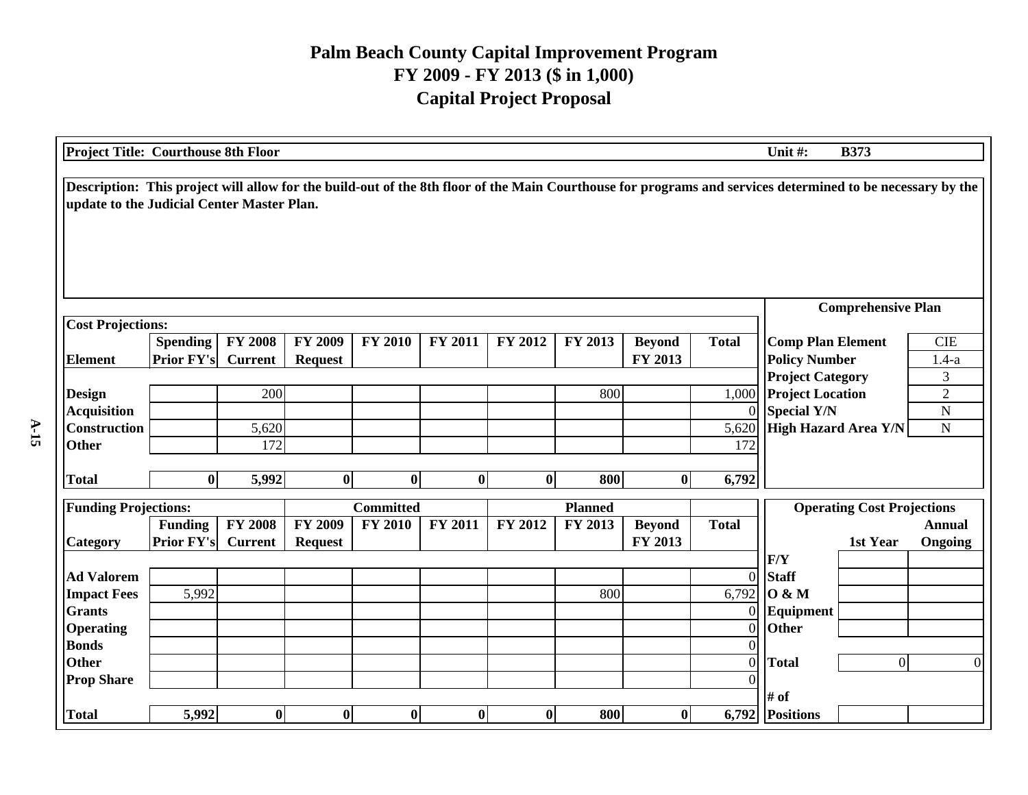# Palm Beach County Capital Improvement Program
## FY 2009 - FY 2013 ($ in 1,000)
## Capital Project Proposal

**Project Title: Courthouse 8th Floor** | **Unit #: B373**

**Description: This project will allow for the build-out of the 8th floor of the Main Courthouse for programs and services determined to be necessary by the update to the Judicial Center Master Plan.**

**Cost Projections:**

| Element | Spending Prior FY's | FY 2008 Current | FY 2009 Request | FY 2010 | FY 2011 | FY 2012 | FY 2013 | Beyond FY 2013 | Total |
|---|---|---|---|---|---|---|---|---|---|
| Design | | 200 | | | | | 800 | | 1,000 |
| Acquisition | | | | | | | | | 0 |
| Construction | | 5,620 | | | | | | | 5,620 |
| Other | | 172 | | | | | | | 172 |
| **Total** | **0** | **5,992** | **0** | **0** | **0** | **0** | **800** | **0** | **6,792** |

**Comprehensive Plan**

| | |
|---|---|
| Comp Plan Element | CIE |
| Policy Number | 1.4-a |
| Project Category | 3 |
| Project Location | 2 |
| Special Y/N | N |
| High Hazard Area Y/N | N |

**Funding Projections:**

| Category | Funding Prior FY's | FY 2008 Current | FY 2009 Request (Committed) | FY 2010 (Committed) | FY 2011 (Committed) | FY 2012 (Planned) | FY 2013 (Planned) | Beyond FY 2013 (Planned) | Total |
|---|---|---|---|---|---|---|---|---|---|
| Ad Valorem | | | | | | | | | 0 |
| Impact Fees | 5,992 | | | | | | 800 | | 6,792 |
| Grants | | | | | | | | | 0 |
| Operating | | | | | | | | | 0 |
| Bonds | | | | | | | | | 0 |
| Other | | | | | | | | | 0 |
| Prop Share | | | | | | | | | 0 |
| **Total** | **5,992** | **0** | **0** | **0** | **0** | **0** | **800** | **0** | **6,792** |

**Operating Cost Projections**

| F/Y | 1st Year | Annual Ongoing |
|---|---|---|
| Staff | | |
| O & M | | |
| Equipment | | |
| Other | | |
| **Total** | 0 | 0 |
| **# of Positions** | | |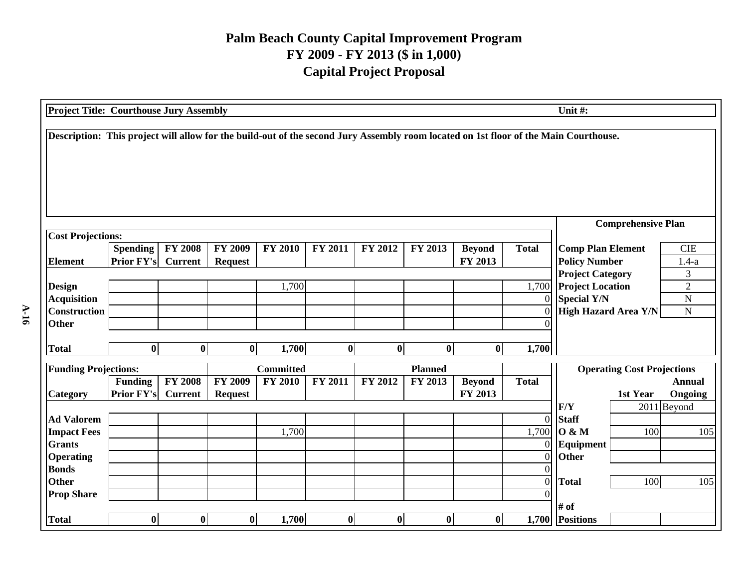# Palm Beach County Capital Improvement Program
## FY 2009 - FY 2013 ($ in 1,000)
## Capital Project Proposal

**Project Title: Courthouse Jury Assembly** | **Unit #:**

**Description: This project will allow for the build-out of the second Jury Assembly room located on 1st floor of the Main Courthouse.**

**Cost Projections:**

| Element | Spending Prior FY's | FY 2008 Current | FY 2009 Request | FY 2010 | FY 2011 | FY 2012 | FY 2013 | Beyond FY 2013 | Total |
|---|---|---|---|---|---|---|---|---|---|
| Design | | | | 1,700 | | | | | 1,700 |
| Acquisition | | | | | | | | | 0 |
| Construction | | | | | | | | | 0 |
| Other | | | | | | | | | 0 |
| **Total** | **0** | **0** | **0** | **1,700** | **0** | **0** | **0** | **0** | **1,700** |

**Comprehensive Plan**

| | |
|---|---|
| Comp Plan Element | CIE |
| Policy Number | 1.4-a |
| Project Category | 3 |
| Project Location | 2 |
| Special Y/N | N |
| High Hazard Area Y/N | N |

**Funding Projections:**

| Category | Funding Prior FY's | FY 2008 Current | FY 2009 Request | Committed FY 2010 | FY 2011 | FY 2012 | Planned FY 2013 | Beyond FY 2013 | Total |
|---|---|---|---|---|---|---|---|---|---|
| Ad Valorem | | | | | | | | | 0 |
| Impact Fees | | | | 1,700 | | | | | 1,700 |
| Grants | | | | | | | | | 0 |
| Operating | | | | | | | | | 0 |
| Bonds | | | | | | | | | 0 |
| Other | | | | | | | | | 0 |
| Prop Share | | | | | | | | | 0 |
| **Total** | **0** | **0** | **0** | **1,700** | **0** | **0** | **0** | **0** | **1,700** |

**Operating Cost Projections**

| | 1st Year | Annual Ongoing |
|---|---|---|
| F/Y | 2011 | Beyond |
| Staff | | |
| O & M | 100 | 105 |
| Equipment | | |
| Other | | |
| **Total** | 100 | 105 |
| **# of Positions** | | |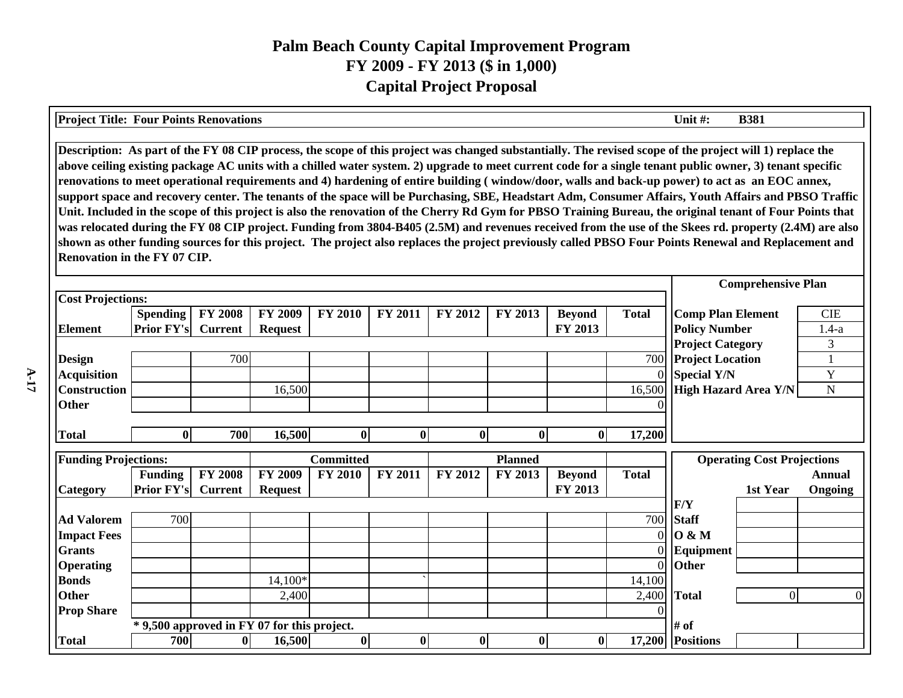# Palm Beach County Capital Improvement Program
## FY 2009 - FY 2013 ($ in 1,000)
## Capital Project Proposal

**Project Title: Four Points Renovations** | **Unit #: B381**

**Description: As part of the FY 08 CIP process, the scope of this project was changed substantially. The revised scope of the project will 1) replace the above ceiling existing package AC units with a chilled water system. 2) upgrade to meet current code for a single tenant public owner, 3) tenant specific renovations to meet operational requirements and 4) hardening of entire building ( window/door, walls and back-up power) to act as an EOC annex, support space and recovery center. The tenants of the space will be Purchasing, SBE, Headstart Adm, Consumer Affairs, Youth Affairs and PBSO Traffic Unit. Included in the scope of this project is also the renovation of the Cherry Rd Gym for PBSO Training Bureau, the original tenant of Four Points that was relocated during the FY 08 CIP project. Funding from 3804-B405 (2.5M) and revenues received from the use of the Skees rd. property (2.4M) are also shown as other funding sources for this project. The project also replaces the project previously called PBSO Four Points Renewal and Replacement and Renovation in the FY 07 CIP.**

**Cost Projections:**

| Element | Spending Prior FY's | FY 2008 Current | FY 2009 Request | FY 2010 | FY 2011 | FY 2012 | FY 2013 | Beyond FY 2013 | Total |
|---|---|---|---|---|---|---|---|---|---|
| Design | | 700 | | | | | | | 700 |
| Acquisition | | | | | | | | | 0 |
| Construction | | | 16,500 | | | | | | 16,500 |
| Other | | | | | | | | | 0 |
| **Total** | **0** | **700** | **16,500** | **0** | **0** | **0** | **0** | **0** | **17,200** |

**Comprehensive Plan**

| | |
|---|---|
| Comp Plan Element | CIE |
| Policy Number | 1.4-a |
| Project Category | 3 |
| Project Location | 1 |
| Special Y/N | Y |
| High Hazard Area Y/N | N |

**Funding Projections:**

| Category | Funding Prior FY's | FY 2008 Current | FY 2009 Request | FY 2010 (Committed) | FY 2011 | FY 2012 | FY 2013 (Planned) | Beyond FY 2013 | Total |
|---|---|---|---|---|---|---|---|---|---|
| Ad Valorem | 700 | | | | | | | | 700 |
| Impact Fees | | | | | | | | | 0 |
| Grants | | | | | | | | | 0 |
| Operating | | | | | | | | | 0 |
| Bonds | | | 14,100* | | ` | | | | 14,100 |
| Other | | | 2,400 | | | | | | 2,400 |
| Prop Share | | | | | | | | | 0 |
| | * 9,500 approved in FY 07 for this project. | | | | | | | | |
| **Total** | **700** | **0** | **16,500** | **0** | **0** | **0** | **0** | **0** | **17,200** |

**Operating Cost Projections**

| F/Y | 1st Year | Annual Ongoing |
|---|---|---|
| Staff | | |
| O & M | | |
| Equipment | | |
| Other | | |
| **Total** | 0 | 0 |
| # of Positions | | |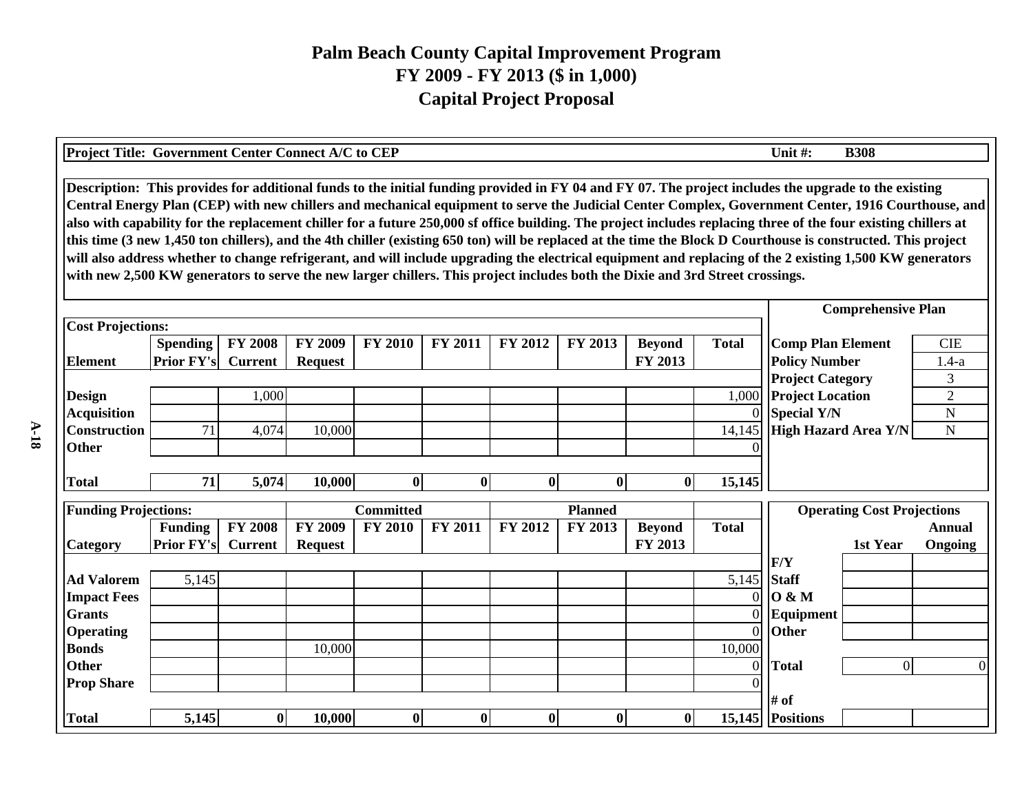# Palm Beach County Capital Improvement Program
## FY 2009 - FY 2013 ($ in 1,000)
## Capital Project Proposal

**Project Title: Government Center Connect A/C to CEP** | **Unit #: B308**

**Description: This provides for additional funds to the initial funding provided in FY 04 and FY 07. The project includes the upgrade to the existing Central Energy Plan (CEP) with new chillers and mechanical equipment to serve the Judicial Center Complex, Government Center, 1916 Courthouse, and also with capability for the replacement chiller for a future 250,000 sf office building. The project includes replacing three of the four existing chillers at this time (3 new 1,450 ton chillers), and the 4th chiller (existing 650 ton) will be replaced at the time the Block D Courthouse is constructed. This project will also address whether to change refrigerant, and will include upgrading the electrical equipment and replacing of the 2 existing 1,500 KW generators with new 2,500 KW generators to serve the new larger chillers. This project includes both the Dixie and 3rd Street crossings.**

**Cost Projections:**

| Element | Spending Prior FY's | FY 2008 Current | FY 2009 Request | FY 2010 | FY 2011 | FY 2012 | FY 2013 | Beyond FY 2013 | Total |
|---|---|---|---|---|---|---|---|---|---|
| Design | | 1,000 | | | | | | | 1,000 |
| Acquisition | | | | | | | | | 0 |
| Construction | 71 | 4,074 | 10,000 | | | | | | 14,145 |
| Other | | | | | | | | | 0 |
| **Total** | **71** | **5,074** | **10,000** | **0** | **0** | **0** | **0** | **0** | **15,145** |

**Comprehensive Plan**

| | |
|---|---|
| Comp Plan Element | CIE |
| Policy Number | 1.4-a |
| Project Category | 3 |
| Project Location | 2 |
| Special Y/N | N |
| High Hazard Area Y/N | N |

**Funding Projections:**

| Category | Funding Prior FY's | FY 2008 Current | FY 2009 Request (Committed) | FY 2010 (Committed) | FY 2011 (Committed) | FY 2012 (Planned) | FY 2013 (Planned) | Beyond FY 2013 (Planned) | Total |
|---|---|---|---|---|---|---|---|---|---|
| Ad Valorem | 5,145 | | | | | | | | 5,145 |
| Impact Fees | | | | | | | | | 0 |
| Grants | | | | | | | | | 0 |
| Operating | | | | | | | | | 0 |
| Bonds | | | 10,000 | | | | | | 10,000 |
| Other | | | | | | | | | 0 |
| Prop Share | | | | | | | | | 0 |
| **Total** | **5,145** | **0** | **10,000** | **0** | **0** | **0** | **0** | **0** | **15,145** |

**Operating Cost Projections**

| F/Y | 1st Year | Annual Ongoing |
|---|---|---|
| Staff | | |
| O & M | | |
| Equipment | | |
| Other | | |
| **Total** | 0 | 0 |
| **# of Positions** | | |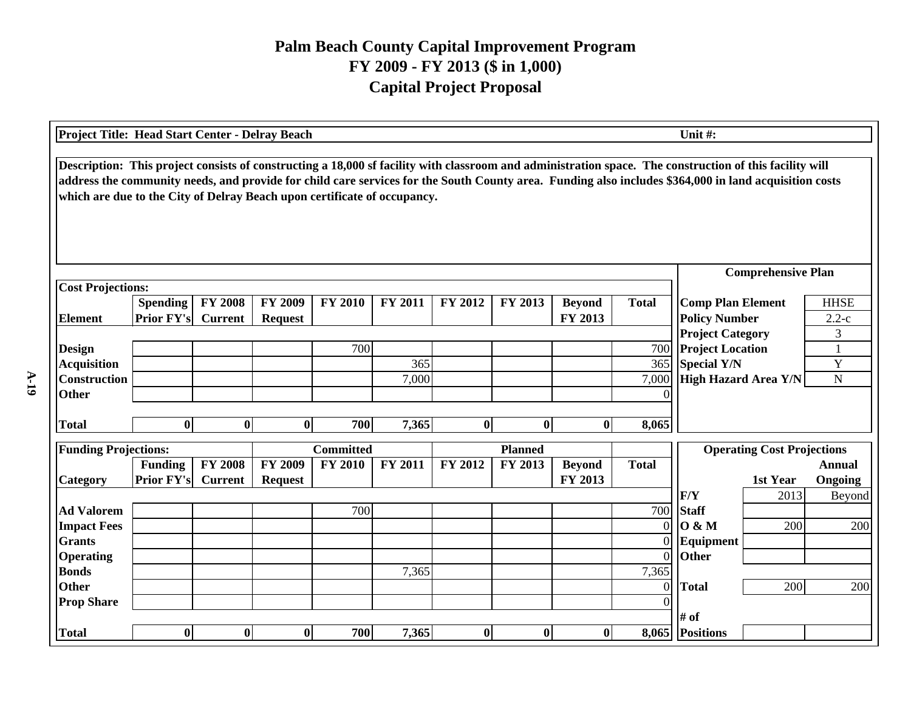# Palm Beach County Capital Improvement Program
## FY 2009 - FY 2013 ($ in 1,000)
## Capital Project Proposal

**Project Title: Head Start Center - Delray Beach** | **Unit #:**

**Description: This project consists of constructing a 18,000 sf facility with classroom and administration space. The construction of this facility will address the community needs, and provide for child care services for the South County area. Funding also includes $364,000 in land acquisition costs which are due to the City of Delray Beach upon certificate of occupancy.**

**Cost Projections:**

| Element | Spending Prior FY's | FY 2008 Current | FY 2009 Request | FY 2010 | FY 2011 | FY 2012 | FY 2013 | Beyond FY 2013 | Total |
|---|---|---|---|---|---|---|---|---|---|
| Design | | | | 700 | | | | | 700 |
| Acquisition | | | | | 365 | | | | 365 |
| Construction | | | | | 7,000 | | | | 7,000 |
| Other | | | | | | | | | 0 |
| **Total** | **0** | **0** | **0** | **700** | **7,365** | **0** | **0** | **0** | **8,065** |

**Comprehensive Plan**

| | |
|---|---|
| Comp Plan Element | HHSE |
| Policy Number | 2.2-c |
| Project Category | 3 |
| Project Location | 1 |
| Special Y/N | Y |
| High Hazard Area Y/N | N |

**Funding Projections:**

| Category | Funding Prior FY's | FY 2008 Current | FY 2009 Request | FY 2010 (Committed) | FY 2011 | FY 2012 | FY 2013 (Planned) | Beyond FY 2013 | Total |
|---|---|---|---|---|---|---|---|---|---|
| Ad Valorem | | | | 700 | | | | | 700 |
| Impact Fees | | | | | | | | | 0 |
| Grants | | | | | | | | | 0 |
| Operating | | | | | | | | | 0 |
| Bonds | | | | | 7,365 | | | | 7,365 |
| Other | | | | | | | | | 0 |
| Prop Share | | | | | | | | | 0 |
| **Total** | **0** | **0** | **0** | **700** | **7,365** | **0** | **0** | **0** | **8,065** |

**Operating Cost Projections**

| | 1st Year | Annual Ongoing |
|---|---|---|
| F/Y | 2013 | Beyond |
| Staff | | |
| O & M | 200 | 200 |
| Equipment | | |
| Other | | |
| **Total** | 200 | 200 |
| # of Positions | | |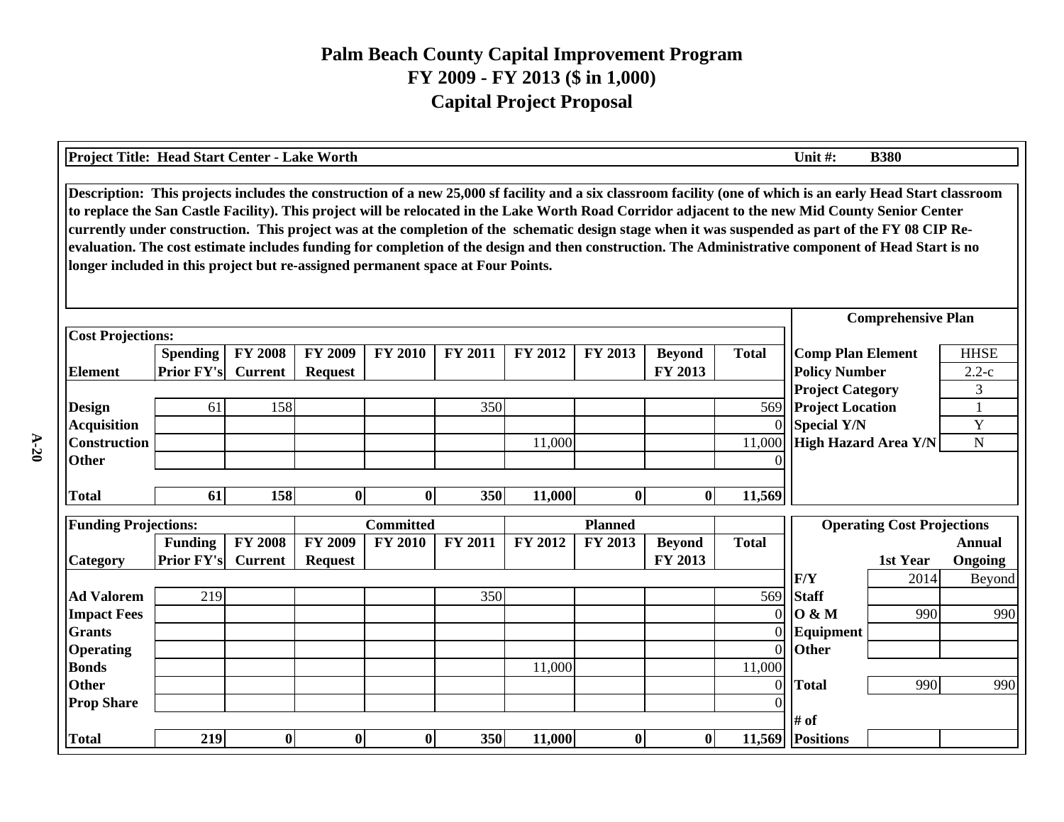# Palm Beach County Capital Improvement Program
## FY 2009 - FY 2013 ($ in 1,000)
## Capital Project Proposal

**Project Title: Head Start Center - Lake Worth** | **Unit #: B380**

**Description: This projects includes the construction of a new 25,000 sf facility and a six classroom facility (one of which is an early Head Start classroom to replace the San Castle Facility). This project will be relocated in the Lake Worth Road Corridor adjacent to the new Mid County Senior Center currently under construction. This project was at the completion of the schematic design stage when it was suspended as part of the FY 08 CIP Re-evaluation. The cost estimate includes funding for completion of the design and then construction. The Administrative component of Head Start is no longer included in this project but re-assigned permanent space at Four Points.**

### Cost Projections:

| Element | Spending Prior FY's | FY 2008 Current | FY 2009 Request | FY 2010 | FY 2011 | FY 2012 | FY 2013 | Beyond FY 2013 | Total |
|---|---|---|---|---|---|---|---|---|---|
| Design | 61 | 158 | | | 350 | | | | 569 |
| Acquisition | | | | | | | | | 0 |
| Construction | | | | | | 11,000 | | | 11,000 |
| Other | | | | | | | | | 0 |
| **Total** | **61** | **158** | **0** | **0** | **350** | **11,000** | **0** | **0** | **11,569** |

### Comprehensive Plan

| | |
|---|---|
| Comp Plan Element | HHSE |
| Policy Number | 2.2-c |
| Project Category | 3 |
| Project Location | 1 |
| Special Y/N | Y |
| High Hazard Area Y/N | N |

### Funding Projections:

| Category | Funding Prior FY's | FY 2008 Current | FY 2009 Request | FY 2010 (Committed) | FY 2011 | FY 2012 | FY 2013 (Planned) | Beyond FY 2013 | Total |
|---|---|---|---|---|---|---|---|---|---|
| Ad Valorem | 219 | | | | 350 | | | | 569 |
| Impact Fees | | | | | | | | | 0 |
| Grants | | | | | | | | | 0 |
| Operating | | | | | | | | | 0 |
| Bonds | | | | | | 11,000 | | | 11,000 |
| Other | | | | | | | | | 0 |
| Prop Share | | | | | | | | | 0 |
| **Total** | **219** | **0** | **0** | **0** | **350** | **11,000** | **0** | **0** | **11,569** |

### Operating Cost Projections

| | 1st Year | Annual Ongoing |
|---|---|---|
| F/Y | 2014 | Beyond |
| Staff | | |
| O & M | 990 | 990 |
| Equipment | | |
| Other | | |
| **Total** | 990 | 990 |
| # of Positions | | |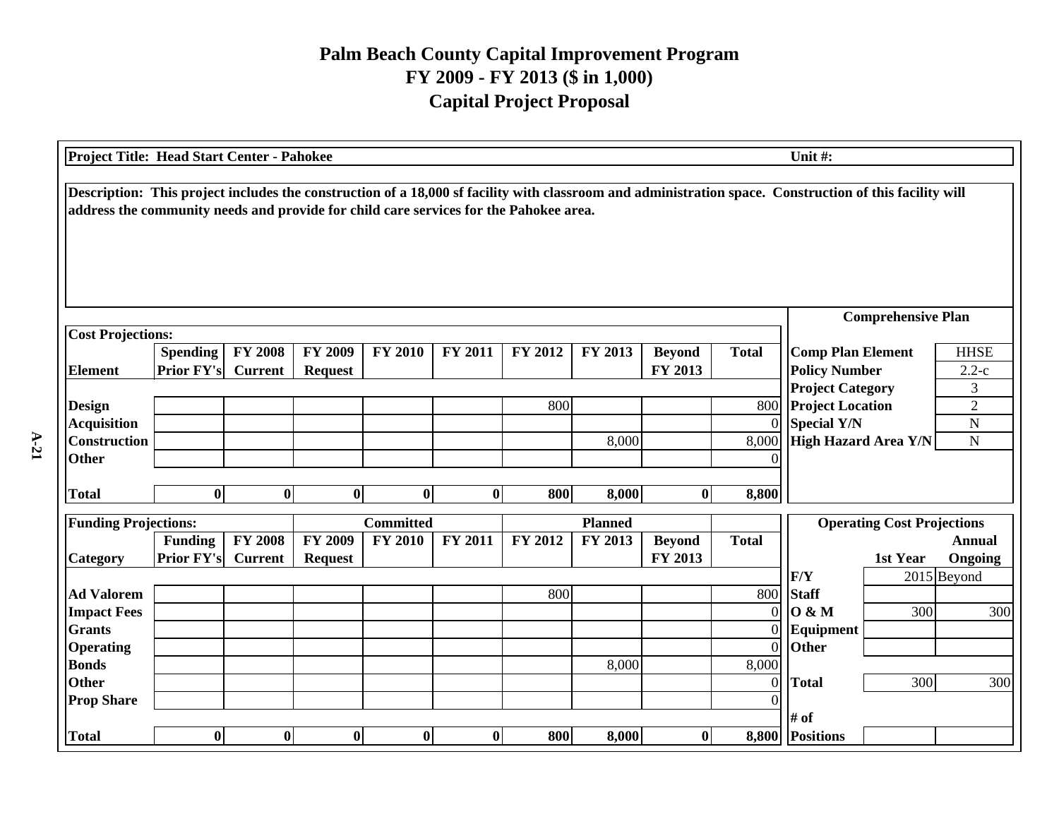# Palm Beach County Capital Improvement Program
## FY 2009 - FY 2013 ($ in 1,000)
## Capital Project Proposal

**Project Title: Head Start Center - Pahokee** | **Unit #:**

**Description:** This project includes the construction of a 18,000 sf facility with classroom and administration space. Construction of this facility will address the community needs and provide for child care services for the Pahokee area.

**Cost Projections:**

| Element | Spending Prior FY's | FY 2008 Current | FY 2009 Request | FY 2010 | FY 2011 | FY 2012 | FY 2013 | Beyond FY 2013 | Total |
|---|---|---|---|---|---|---|---|---|---|
| Design | | | | | | 800 | | | 800 |
| Acquisition | | | | | | | | | 0 |
| Construction | | | | | | | 8,000 | | 8,000 |
| Other | | | | | | | | | 0 |
| **Total** | **0** | **0** | **0** | **0** | **0** | **800** | **8,000** | **0** | **8,800** |

**Comprehensive Plan**

| | |
|---|---|
| Comp Plan Element | HHSE |
| Policy Number | 2.2-c |
| Project Category | 3 |
| Project Location | 2 |
| Special Y/N | N |
| High Hazard Area Y/N | N |

**Funding Projections:**

| Category | Funding Prior FY's | FY 2008 Current | FY 2009 Request (Committed) | FY 2010 (Committed) | FY 2011 (Committed) | FY 2012 (Planned) | FY 2013 (Planned) | Beyond FY 2013 (Planned) | Total |
|---|---|---|---|---|---|---|---|---|---|
| Ad Valorem | | | | | | 800 | | | 800 |
| Impact Fees | | | | | | | | | 0 |
| Grants | | | | | | | | | 0 |
| Operating | | | | | | | | | 0 |
| Bonds | | | | | | | 8,000 | | 8,000 |
| Other | | | | | | | | | 0 |
| Prop Share | | | | | | | | | 0 |
| **Total** | **0** | **0** | **0** | **0** | **0** | **800** | **8,000** | **0** | **8,800** |

**Operating Cost Projections**

| | 1st Year | Annual Ongoing |
|---|---|---|
| F/Y | 2015 | Beyond |
| Staff | | |
| O & M | 300 | 300 |
| Equipment | | |
| Other | | |
| Total | 300 | 300 |
| # of Positions | | |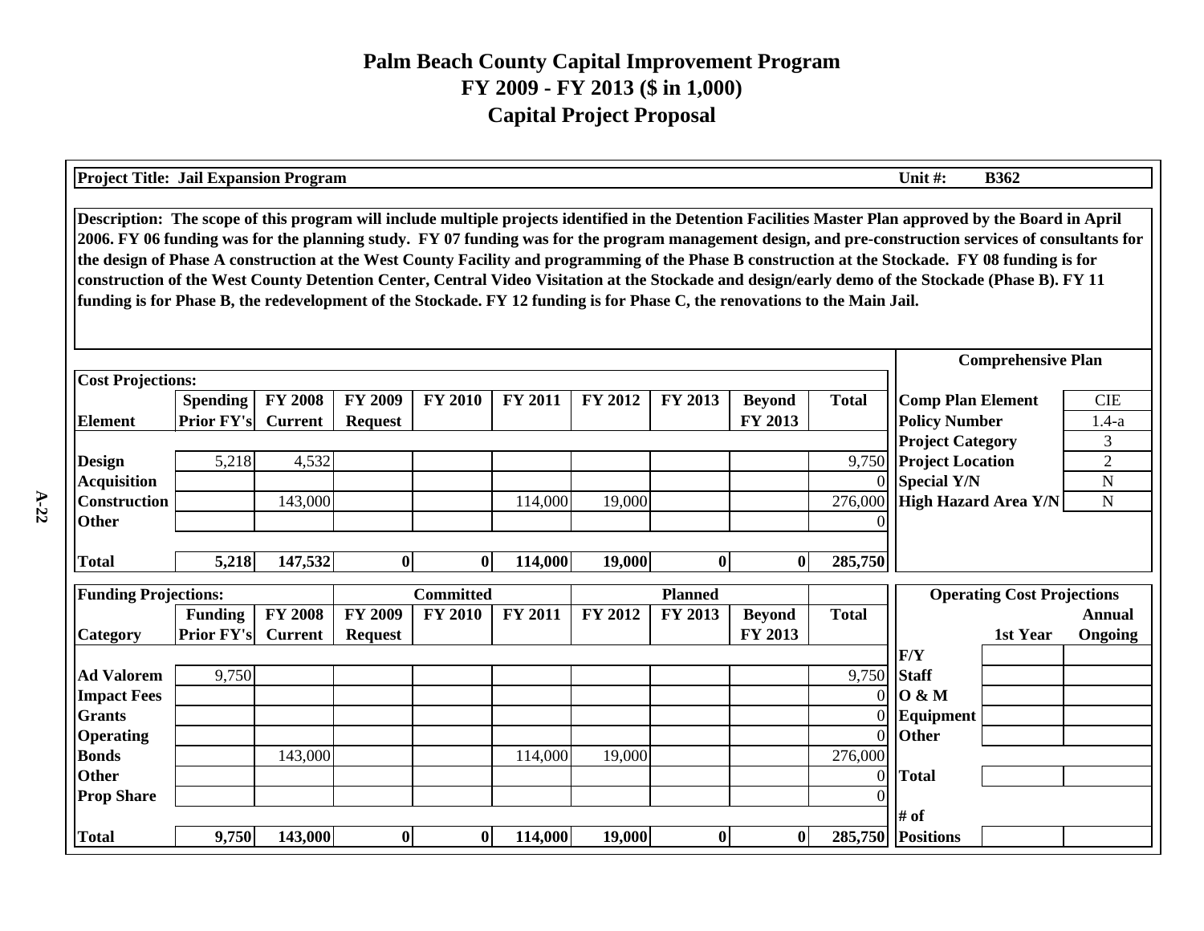# Palm Beach County Capital Improvement Program
# FY 2009 - FY 2013 ($ in 1,000)
# Capital Project Proposal

**Project Title: Jail Expansion Program** | **Unit #: B362**

**Description: The scope of this program will include multiple projects identified in the Detention Facilities Master Plan approved by the Board in April 2006. FY 06 funding was for the planning study. FY 07 funding was for the program management design, and pre-construction services of consultants for the design of Phase A construction at the West County Facility and programming of the Phase B construction at the Stockade. FY 08 funding is for construction of the West County Detention Center, Central Video Visitation at the Stockade and design/early demo of the Stockade (Phase B). FY 11 funding is for Phase B, the redevelopment of the Stockade. FY 12 funding is for Phase C, the renovations to the Main Jail.**

**Cost Projections:**

| Element | Spending Prior FY's | FY 2008 Current | FY 2009 Request | FY 2010 | FY 2011 | FY 2012 | FY 2013 | Beyond FY 2013 | Total |
|---|---|---|---|---|---|---|---|---|---|
| Design | 5,218 | 4,532 | | | | | | | 9,750 |
| Acquisition | | | | | | | | | 0 |
| Construction | | 143,000 | | | 114,000 | 19,000 | | | 276,000 |
| Other | | | | | | | | | 0 |
| **Total** | **5,218** | **147,532** | **0** | **0** | **114,000** | **19,000** | **0** | **0** | **285,750** |

**Comprehensive Plan**

| | |
|---|---|
| Comp Plan Element | CIE |
| Policy Number | 1.4-a |
| Project Category | 3 |
| Project Location | 2 |
| Special Y/N | N |
| High Hazard Area Y/N | N |

**Funding Projections:**

| Category | Funding Prior FY's | FY 2008 Current | FY 2009 Request | FY 2010 (Committed) | FY 2011 | FY 2012 (Planned) | FY 2013 | Beyond FY 2013 | Total |
|---|---|---|---|---|---|---|---|---|---|
| Ad Valorem | 9,750 | | | | | | | | 9,750 |
| Impact Fees | | | | | | | | | 0 |
| Grants | | | | | | | | | 0 |
| Operating | | | | | | | | | 0 |
| Bonds | | 143,000 | | | 114,000 | 19,000 | | | 276,000 |
| Other | | | | | | | | | 0 |
| Prop Share | | | | | | | | | 0 |
| **Total** | **9,750** | **143,000** | **0** | **0** | **114,000** | **19,000** | **0** | **0** | **285,750** |

**Operating Cost Projections**

| F/Y | 1st Year | Annual Ongoing |
|---|---|---|
| Staff | | |
| O & M | | |
| Equipment | | |
| Other | | |
| Total | | |
| # of Positions | | |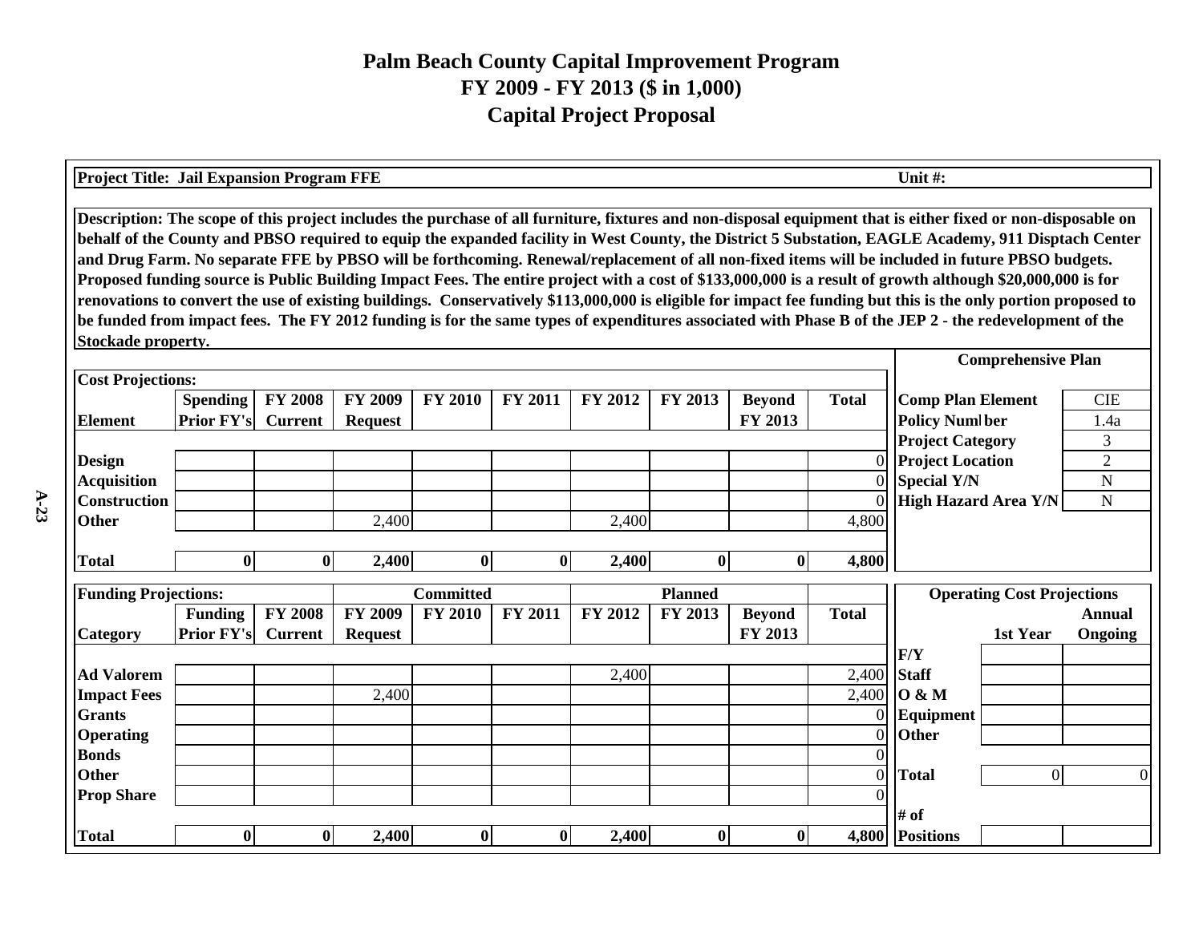# Palm Beach County Capital Improvement Program
## FY 2009 - FY 2013 ($ in 1,000)
## Capital Project Proposal

**Project Title: Jail Expansion Program FFE** **Unit #:**

**Description: The scope of this project includes the purchase of all furniture, fixtures and non-disposal equipment that is either fixed or non-disposable on behalf of the County and PBSO required to equip the expanded facility in West County, the District 5 Substation, EAGLE Academy, 911 Disptach Center and Drug Farm. No separate FFE by PBSO will be forthcoming. Renewal/replacement of all non-fixed items will be included in future PBSO budgets. Proposed funding source is Public Building Impact Fees. The entire project with a cost of $133,000,000 is a result of growth although $20,000,000 is for renovations to convert the use of existing buildings. Conservatively $113,000,000 is eligible for impact fee funding but this is the only portion proposed to be funded from impact fees. The FY 2012 funding is for the same types of expenditures associated with Phase B of the JEP 2 - the redevelopment of the Stockade property.**

**Cost Projections:**

| Element | Spending Prior FY's | FY 2008 Current | FY 2009 Request | FY 2010 | FY 2011 | FY 2012 | FY 2013 | Beyond FY 2013 | Total |
|---|---|---|---|---|---|---|---|---|---|
| Design | | | | | | | | | 0 |
| Acquisition | | | | | | | | | 0 |
| Construction | | | | | | | | | 0 |
| Other | | | 2,400 | | | 2,400 | | | 4,800 |
| **Total** | **0** | **0** | **2,400** | **0** | **0** | **2,400** | **0** | **0** | **4,800** |

**Comprehensive Plan**

| | |
|---|---|
| Comp Plan Element | CIE |
| Policy Number | 1.4a |
| Project Category | 3 |
| Project Location | 2 |
| Special Y/N | N |
| High Hazard Area Y/N | N |

**Funding Projections:**

| Category | Funding Prior FY's | FY 2008 Current | FY 2009 Request (Committed) | FY 2010 (Committed) | FY 2011 (Committed) | FY 2012 (Planned) | FY 2013 (Planned) | Beyond FY 2013 (Planned) | Total |
|---|---|---|---|---|---|---|---|---|---|
| Ad Valorem | | | | | | 2,400 | | | 2,400 |
| Impact Fees | | | 2,400 | | | | | | 2,400 |
| Grants | | | | | | | | | 0 |
| Operating | | | | | | | | | 0 |
| Bonds | | | | | | | | | 0 |
| Other | | | | | | | | | 0 |
| Prop Share | | | | | | | | | 0 |
| **Total** | **0** | **0** | **2,400** | **0** | **0** | **2,400** | **0** | **0** | **4,800** |

**Operating Cost Projections**

| F/Y | 1st Year | Annual Ongoing |
|---|---|---|
| Staff | | |
| O & M | | |
| Equipment | | |
| Other | | |
| **Total** | 0 | 0 |
| **# of Positions** | | |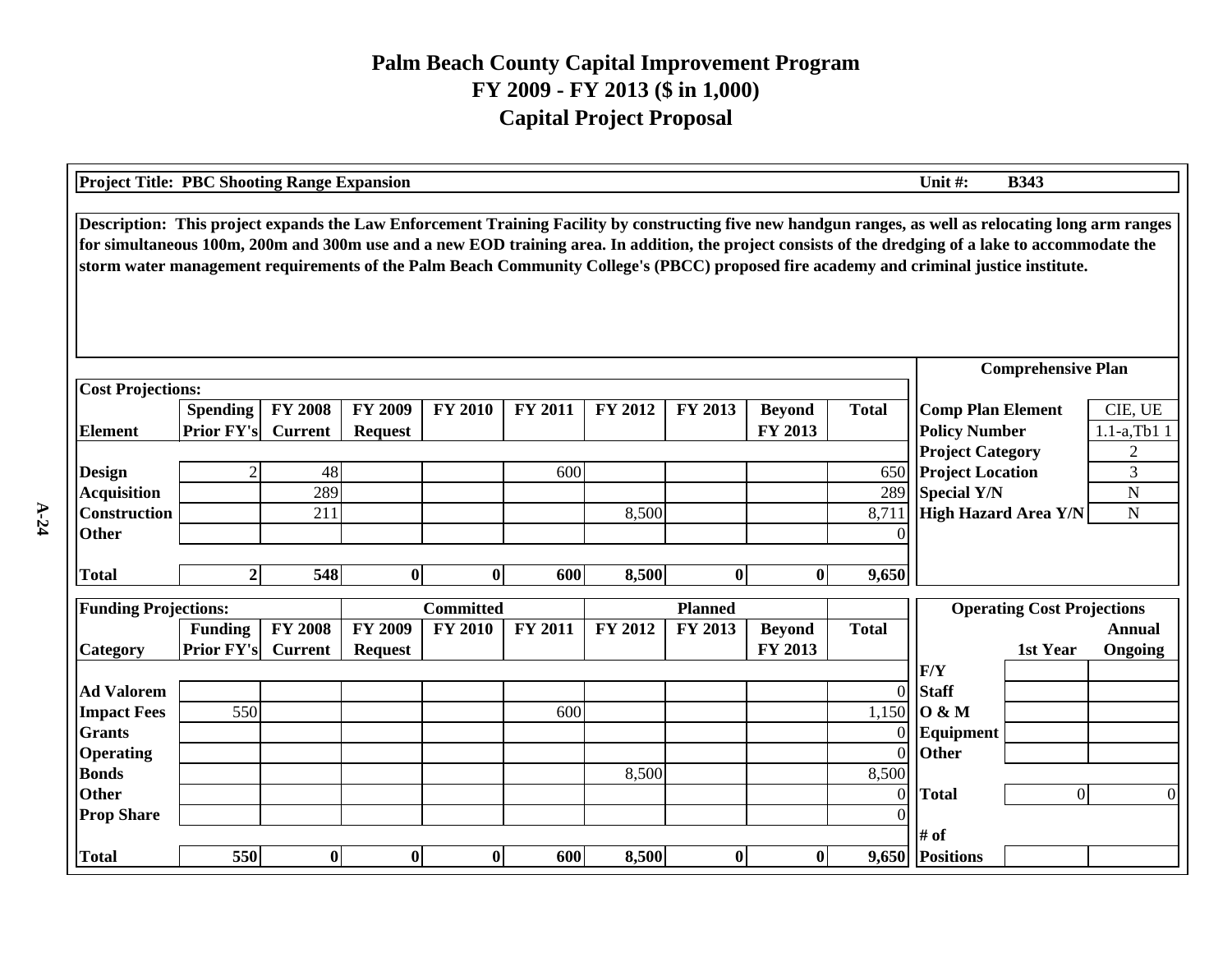# Palm Beach County Capital Improvement Program
## FY 2009 - FY 2013 ($ in 1,000)
## Capital Project Proposal

**Project Title: PBC Shooting Range Expansion** — **Unit #: B343**

**Description: This project expands the Law Enforcement Training Facility by constructing five new handgun ranges, as well as relocating long arm ranges for simultaneous 100m, 200m and 300m use and a new EOD training area. In addition, the project consists of the dredging of a lake to accommodate the storm water management requirements of the Palm Beach Community College's (PBCC) proposed fire academy and criminal justice institute.**

**Cost Projections:**

| Element | Spending Prior FY's | FY 2008 Current | FY 2009 Request | FY 2010 | FY 2011 | FY 2012 | FY 2013 | Beyond FY 2013 | Total |
|---|---|---|---|---|---|---|---|---|---|
| Design | 2 | 48 | | | 600 | | | | 650 |
| Acquisition | | 289 | | | | | | | 289 |
| Construction | | 211 | | | | 8,500 | | | 8,711 |
| Other | | | | | | | | | 0 |
| **Total** | **2** | **548** | **0** | **0** | **600** | **8,500** | **0** | **0** | **9,650** |

**Comprehensive Plan**

| | |
|---|---|
| Comp Plan Element | CIE, UE |
| Policy Number | 1.1-a,Tb1 1 |
| Project Category | 2 |
| Project Location | 3 |
| Special Y/N | N |
| High Hazard Area Y/N | N |

**Funding Projections:**

| Category | Funding Prior FY's | FY 2008 Current | FY 2009 Request (Committed) | FY 2010 (Committed) | FY 2011 (Committed) | FY 2012 (Planned) | FY 2013 (Planned) | Beyond FY 2013 (Planned) | Total |
|---|---|---|---|---|---|---|---|---|---|
| Ad Valorem | | | | | | | | | 0 |
| Impact Fees | 550 | | | | 600 | | | | 1,150 |
| Grants | | | | | | | | | 0 |
| Operating | | | | | | | | | 0 |
| Bonds | | | | | | 8,500 | | | 8,500 |
| Other | | | | | | | | | 0 |
| Prop Share | | | | | | | | | 0 |
| **Total** | **550** | **0** | **0** | **0** | **600** | **8,500** | **0** | **0** | **9,650** |

**Operating Cost Projections**

| F/Y | 1st Year | Annual Ongoing |
|---|---|---|
| Staff | | |
| O & M | | |
| Equipment | | |
| Other | | |
| **Total** | 0 | 0 |
| **# of Positions** | | |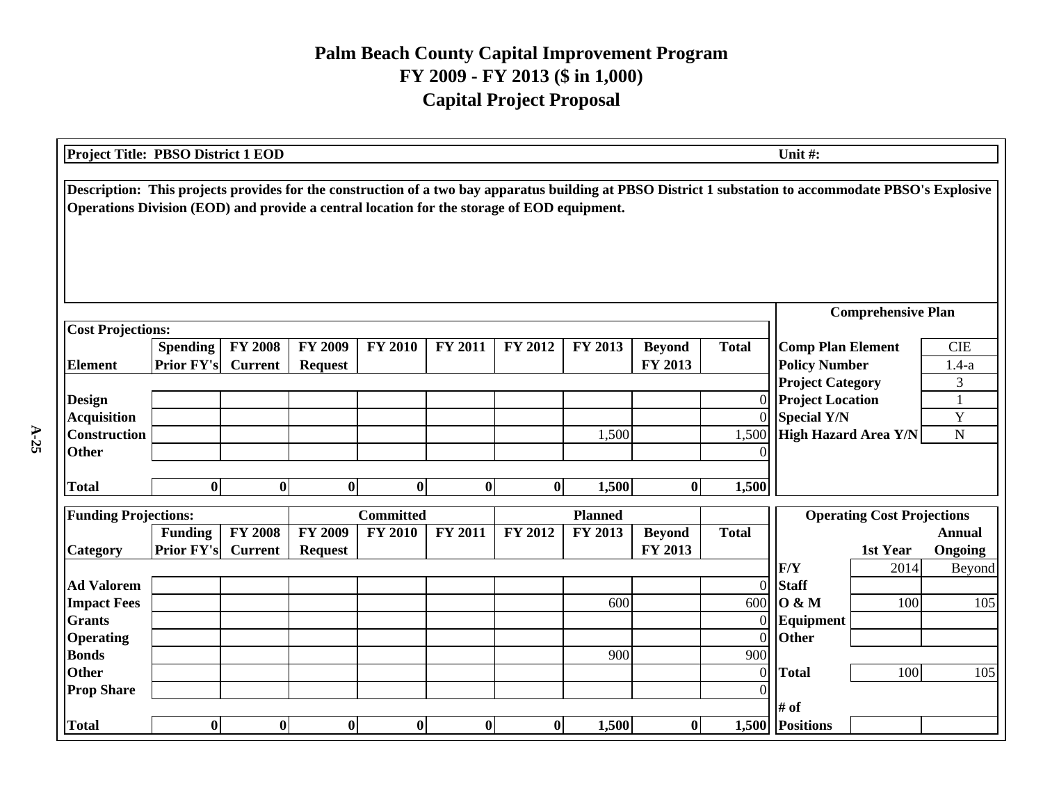# Palm Beach County Capital Improvement Program
## FY 2009 - FY 2013 ($ in 1,000)
## Capital Project Proposal

**Project Title: PBSO District 1 EOD** | **Unit #:**

**Description: This projects provides for the construction of a two bay apparatus building at PBSO District 1 substation to accommodate PBSO's Explosive Operations Division (EOD) and provide a central location for the storage of EOD equipment.**

**Cost Projections:**

| Element | Spending Prior FY's | FY 2008 Current | FY 2009 Request | FY 2010 | FY 2011 | FY 2012 | FY 2013 | Beyond FY 2013 | Total |
|---|---|---|---|---|---|---|---|---|---|
| Design | | | | | | | | | 0 |
| Acquisition | | | | | | | | | 0 |
| Construction | | | | | | | 1,500 | | 1,500 |
| Other | | | | | | | | | 0 |
| **Total** | **0** | **0** | **0** | **0** | **0** | **0** | **1,500** | **0** | **1,500** |

**Comprehensive Plan**

| | |
|---|---|
| Comp Plan Element | CIE |
| Policy Number | 1.4-a |
| Project Category | 3 |
| Project Location | 1 |
| Special Y/N | Y |
| High Hazard Area Y/N | N |

**Funding Projections:**

| Category | Funding Prior FY's | FY 2008 Current | Committed FY 2009 Request | Committed FY 2010 | Committed FY 2011 | Planned FY 2012 | Planned FY 2013 | Planned Beyond FY 2013 | Total |
|---|---|---|---|---|---|---|---|---|---|
| Ad Valorem | | | | | | | | | 0 |
| Impact Fees | | | | | | | 600 | | 600 |
| Grants | | | | | | | | | 0 |
| Operating | | | | | | | | | 0 |
| Bonds | | | | | | | 900 | | 900 |
| Other | | | | | | | | | 0 |
| Prop Share | | | | | | | | | 0 |
| **Total** | **0** | **0** | **0** | **0** | **0** | **0** | **1,500** | **0** | **1,500** |

**Operating Cost Projections**

| | 1st Year | Annual Ongoing |
|---|---|---|
| F/Y | 2014 | Beyond |
| Staff | | |
| O & M | 100 | 105 |
| Equipment | | |
| Other | | |
| **Total** | 100 | 105 |
| # of Positions | | |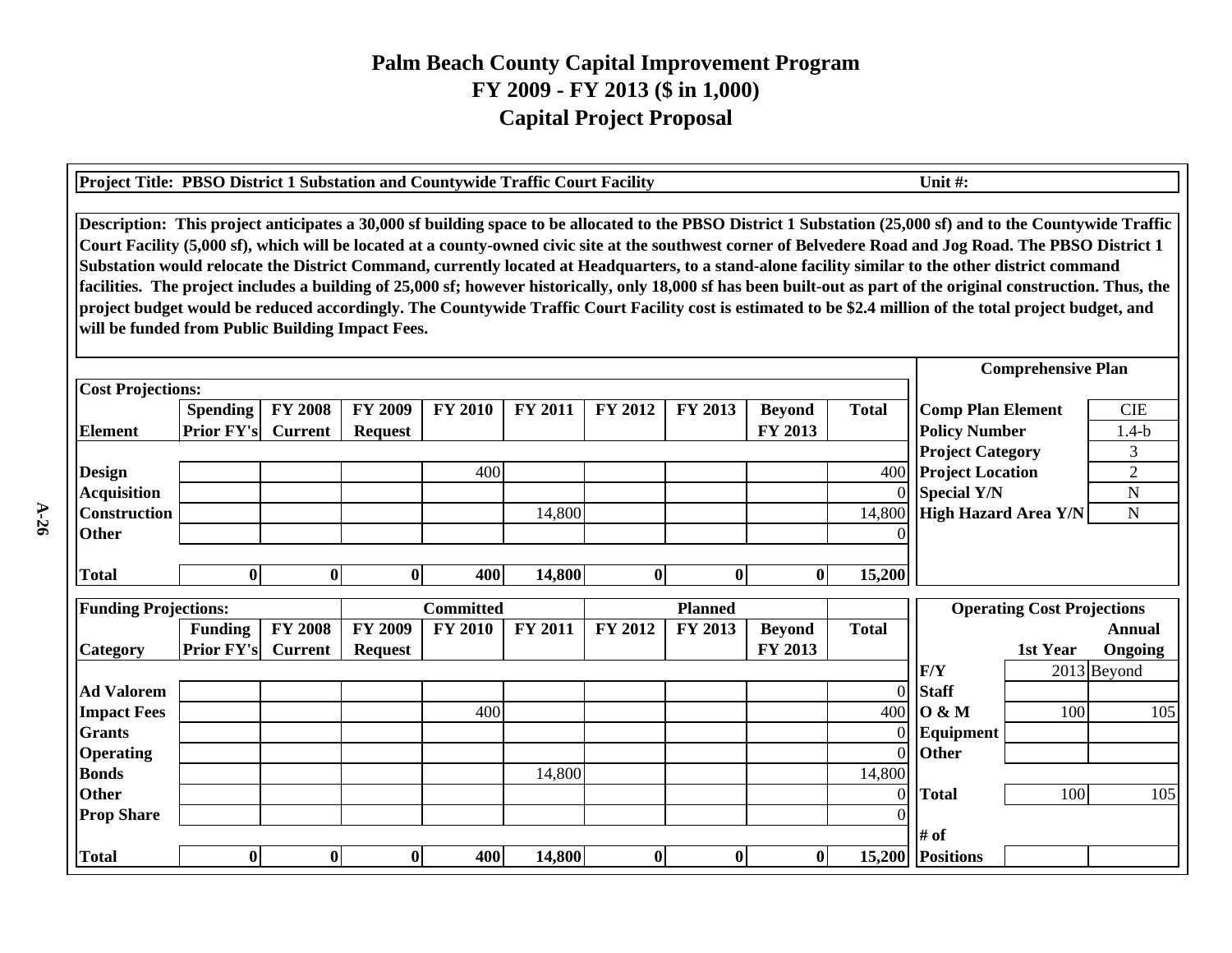# Palm Beach County Capital Improvement Program
## FY 2009 - FY 2013 ($ in 1,000)
## Capital Project Proposal

**Project Title: PBSO District 1 Substation and Countywide Traffic Court Facility** | **Unit #:**

**Description: This project anticipates a 30,000 sf building space to be allocated to the PBSO District 1 Substation (25,000 sf) and to the Countywide Traffic Court Facility (5,000 sf), which will be located at a county-owned civic site at the southwest corner of Belvedere Road and Jog Road. The PBSO District 1 Substation would relocate the District Command, currently located at Headquarters, to a stand-alone facility similar to the other district command facilities. The project includes a building of 25,000 sf; however historically, only 18,000 sf has been built-out as part of the original construction. Thus, the project budget would be reduced accordingly. The Countywide Traffic Court Facility cost is estimated to be $2.4 million of the total project budget, and will be funded from Public Building Impact Fees.**

**Cost Projections:**

| Element | Spending Prior FY's | FY 2008 Current | FY 2009 Request | FY 2010 | FY 2011 | FY 2012 | FY 2013 | Beyond FY 2013 | Total |
|---|---|---|---|---|---|---|---|---|---|
| Design | | | | 400 | | | | | 400 |
| Acquisition | | | | | | | | | 0 |
| Construction | | | | | 14,800 | | | | 14,800 |
| Other | | | | | | | | | 0 |
| **Total** | **0** | **0** | **0** | **400** | **14,800** | **0** | **0** | **0** | **15,200** |

**Comprehensive Plan**

| | |
|---|---|
| Comp Plan Element | CIE |
| Policy Number | 1.4-b |
| Project Category | 3 |
| Project Location | 2 |
| Special Y/N | N |
| High Hazard Area Y/N | N |

**Funding Projections:**

| Category | Funding Prior FY's | FY 2008 Current | FY 2009 Request | FY 2010 (Committed) | FY 2011 | FY 2012 | FY 2013 (Planned) | Beyond FY 2013 | Total |
|---|---|---|---|---|---|---|---|---|---|
| Ad Valorem | | | | | | | | | 0 |
| Impact Fees | | | | 400 | | | | | 400 |
| Grants | | | | | | | | | 0 |
| Operating | | | | | | | | | 0 |
| Bonds | | | | | 14,800 | | | | 14,800 |
| Other | | | | | | | | | 0 |
| Prop Share | | | | | | | | | 0 |
| **Total** | **0** | **0** | **0** | **400** | **14,800** | **0** | **0** | **0** | **15,200** |

**Operating Cost Projections**

| | 1st Year | Annual Ongoing |
|---|---|---|
| F/Y | 2013 | Beyond |
| Staff | | |
| O & M | 100 | 105 |
| Equipment | | |
| Other | | |
| **Total** | 100 | 105 |
| **# of Positions** | | |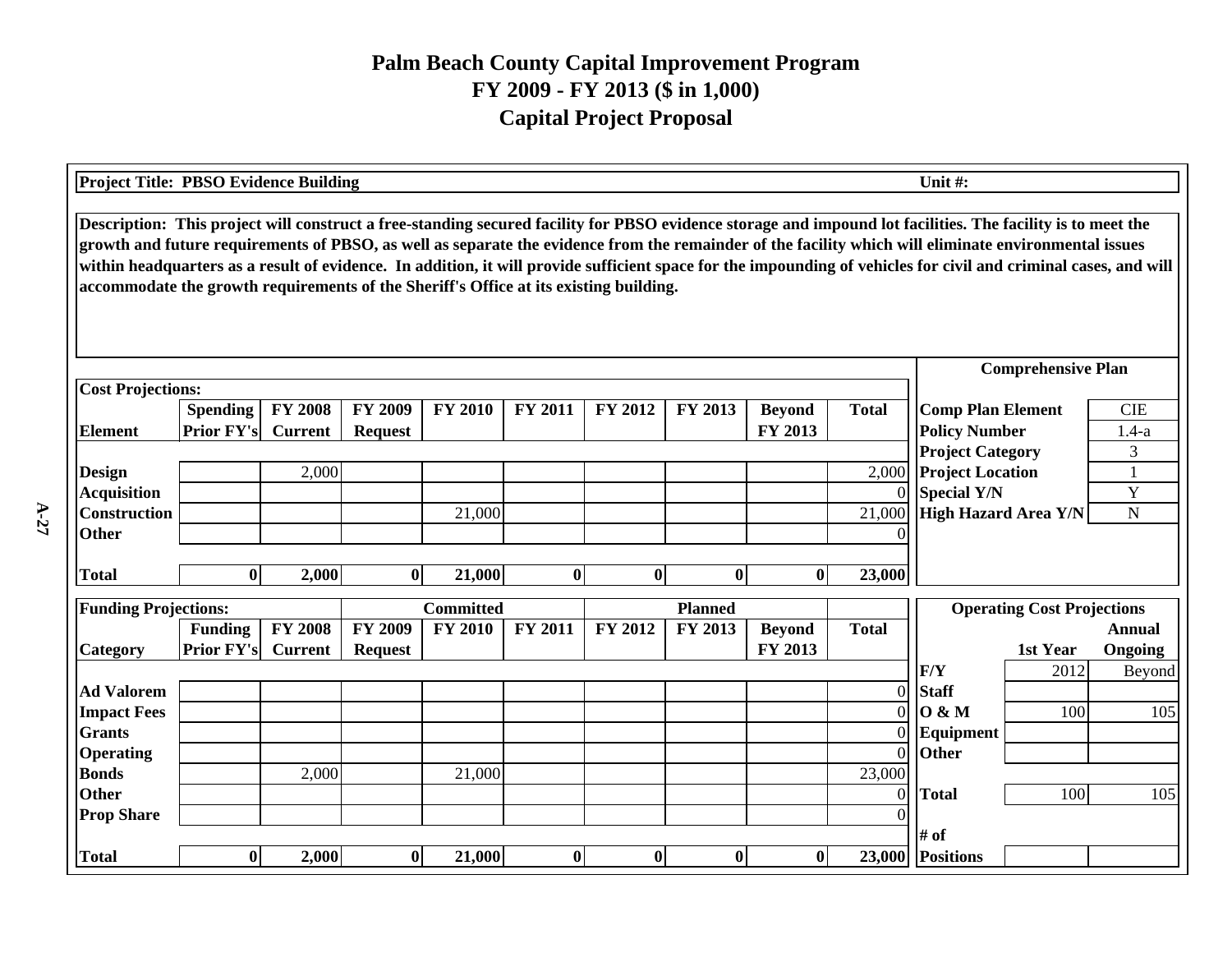# Palm Beach County Capital Improvement Program
## FY 2009 - FY 2013 ($ in 1,000)
## Capital Project Proposal

**Project Title: PBSO Evidence Building** **Unit #:**

**Description: This project will construct a free-standing secured facility for PBSO evidence storage and impound lot facilities. The facility is to meet the growth and future requirements of PBSO, as well as separate the evidence from the remainder of the facility which will eliminate environmental issues within headquarters as a result of evidence. In addition, it will provide sufficient space for the impounding of vehicles for civil and criminal cases, and will accommodate the growth requirements of the Sheriff's Office at its existing building.**

**Cost Projections:**

| Element | Spending Prior FY's | FY 2008 Current | FY 2009 Request | FY 2010 | FY 2011 | FY 2012 | FY 2013 | Beyond FY 2013 | Total |
|---|---|---|---|---|---|---|---|---|---|
| Design | | 2,000 | | | | | | | 2,000 |
| Acquisition | | | | | | | | | 0 |
| Construction | | | | 21,000 | | | | | 21,000 |
| Other | | | | | | | | | 0 |
| **Total** | **0** | **2,000** | **0** | **21,000** | **0** | **0** | **0** | **0** | **23,000** |

**Comprehensive Plan**

| | |
|---|---|
| Comp Plan Element | CIE |
| Policy Number | 1.4-a |
| Project Category | 3 |
| Project Location | 1 |
| Special Y/N | Y |
| High Hazard Area Y/N | N |

**Funding Projections:**

| Category | Funding Prior FY's | FY 2008 Current | FY 2009 Request | Committed FY 2010 | FY 2011 | Planned FY 2012 | FY 2013 | Beyond FY 2013 | Total |
|---|---|---|---|---|---|---|---|---|---|
| Ad Valorem | | | | | | | | | 0 |
| Impact Fees | | | | | | | | | 0 |
| Grants | | | | | | | | | 0 |
| Operating | | | | | | | | | 0 |
| Bonds | | 2,000 | | 21,000 | | | | | 23,000 |
| Other | | | | | | | | | 0 |
| Prop Share | | | | | | | | | 0 |
| **Total** | **0** | **2,000** | **0** | **21,000** | **0** | **0** | **0** | **0** | **23,000** |

**Operating Cost Projections**

| | 1st Year | Annual Ongoing |
|---|---|---|
| F/Y | 2012 | Beyond |
| Staff | | |
| O & M | 100 | 105 |
| Equipment | | |
| Other | | |
| **Total** | 100 | 105 |
| # of Positions | | |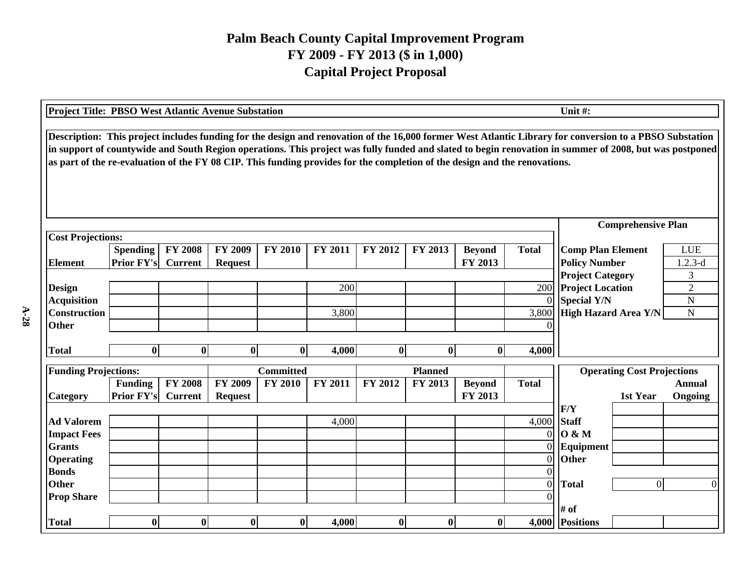# Palm Beach County Capital Improvement Program
## FY 2009 - FY 2013 ($ in 1,000)
## Capital Project Proposal

**Project Title: PBSO West Atlantic Avenue Substation** **Unit #:**

**Description: This project includes funding for the design and renovation of the 16,000 former West Atlantic Library for conversion to a PBSO Substation in support of countywide and South Region operations. This project was fully funded and slated to begin renovation in summer of 2008, but was postponed as part of the re-evaluation of the FY 08 CIP. This funding provides for the completion of the design and the renovations.**

**Cost Projections:**

| Element | Spending Prior FY's | FY 2008 Current | FY 2009 Request | FY 2010 | FY 2011 | FY 2012 | FY 2013 | Beyond FY 2013 | Total |
|---|---|---|---|---|---|---|---|---|---|
| Design | | | | | 200 | | | | 200 |
| Acquisition | | | | | | | | | 0 |
| Construction | | | | | 3,800 | | | | 3,800 |
| Other | | | | | | | | | 0 |
| **Total** | **0** | **0** | **0** | **0** | **4,000** | **0** | **0** | **0** | **4,000** |

**Comprehensive Plan**

| | |
|---|---|
| Comp Plan Element | LUE |
| Policy Number | 1.2.3-d |
| Project Category | 3 |
| Project Location | 2 |
| Special Y/N | N |
| High Hazard Area Y/N | N |

**Funding Projections:**

| Category | Funding Prior FY's | FY 2008 Current | FY 2009 Request | FY 2010 (Committed) | FY 2011 | FY 2012 | FY 2013 (Planned) | Beyond FY 2013 | Total |
|---|---|---|---|---|---|---|---|---|---|
| Ad Valorem | | | | | 4,000 | | | | 4,000 |
| Impact Fees | | | | | | | | | 0 |
| Grants | | | | | | | | | 0 |
| Operating | | | | | | | | | 0 |
| Bonds | | | | | | | | | 0 |
| Other | | | | | | | | | 0 |
| Prop Share | | | | | | | | | 0 |
| **Total** | **0** | **0** | **0** | **0** | **4,000** | **0** | **0** | **0** | **4,000** |

**Operating Cost Projections**

| F/Y | 1st Year | Annual Ongoing |
|---|---|---|
| Staff | | |
| O & M | | |
| Equipment | | |
| Other | | |
| **Total** | 0 | 0 |
| # of Positions | | |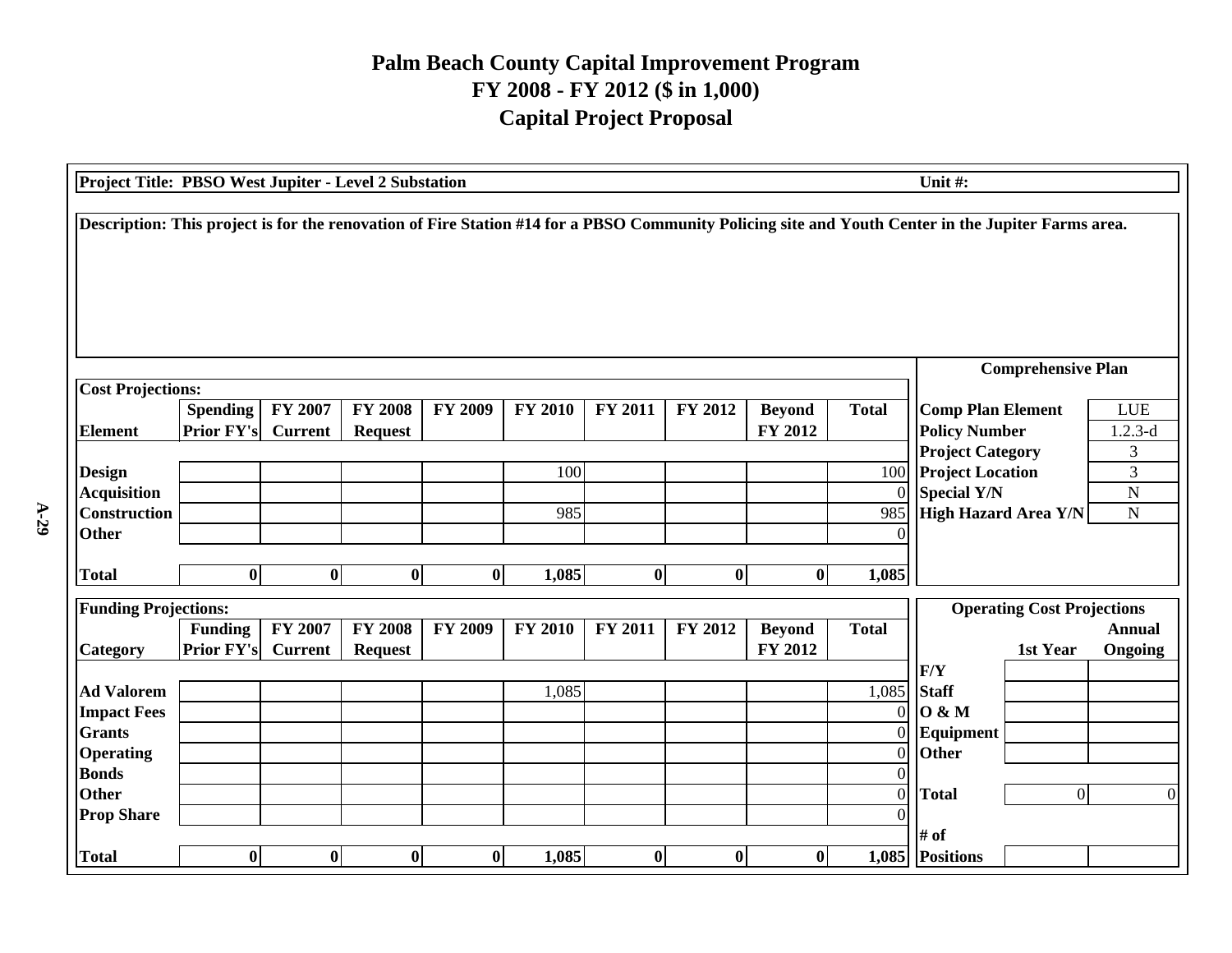# Palm Beach County Capital Improvement Program
## FY 2008 - FY 2012 ($ in 1,000)
## Capital Project Proposal

**Project Title: PBSO West Jupiter - Level 2 Substation** **Unit #:**

**Description: This project is for the renovation of Fire Station #14 for a PBSO Community Policing site and Youth Center in the Jupiter Farms area.**

**Cost Projections:**

| Element | Spending Prior FY's | FY 2007 Current | FY 2008 Request | FY 2009 | FY 2010 | FY 2011 | FY 2012 | Beyond FY 2012 | Total |
|---|---|---|---|---|---|---|---|---|---|
| Design | | | | | 100 | | | | 100 |
| Acquisition | | | | | | | | | 0 |
| Construction | | | | | 985 | | | | 985 |
| Other | | | | | | | | | 0 |
| **Total** | **0** | **0** | **0** | **0** | **1,085** | **0** | **0** | **0** | **1,085** |

**Comprehensive Plan**

| | |
|---|---|
| Comp Plan Element | LUE |
| Policy Number | 1.2.3-d |
| Project Category | 3 |
| Project Location | 3 |
| Special Y/N | N |
| High Hazard Area Y/N | N |

**Funding Projections:**

| Category | Funding Prior FY's | FY 2007 Current | FY 2008 Request | FY 2009 | FY 2010 | FY 2011 | FY 2012 | Beyond FY 2012 | Total |
|---|---|---|---|---|---|---|---|---|---|
| Ad Valorem | | | | | 1,085 | | | | 1,085 |
| Impact Fees | | | | | | | | | 0 |
| Grants | | | | | | | | | 0 |
| Operating | | | | | | | | | 0 |
| Bonds | | | | | | | | | 0 |
| Other | | | | | | | | | 0 |
| Prop Share | | | | | | | | | 0 |
| **Total** | **0** | **0** | **0** | **0** | **1,085** | **0** | **0** | **0** | **1,085** |

**Operating Cost Projections**

| | 1st Year | Annual Ongoing |
|---|---|---|
| F/Y | | |
| Staff | | |
| O & M | | |
| Equipment | | |
| Other | | |
| **Total** | 0 | 0 |
| # of Positions | | |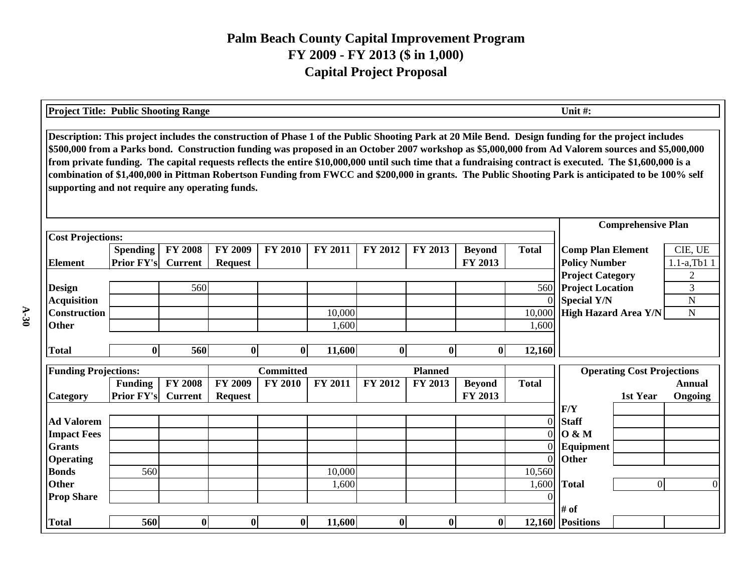# Palm Beach County Capital Improvement Program
## FY 2009 - FY 2013 ($ in 1,000)
## Capital Project Proposal

**Project Title: Public Shooting Range** | **Unit #:**

**Description: This project includes the construction of Phase 1 of the Public Shooting Park at 20 Mile Bend. Design funding for the project includes $500,000 from a Parks bond. Construction funding was proposed in an October 2007 workshop as $5,000,000 from Ad Valorem sources and $5,000,000 from private funding. The capital requests reflects the entire $10,000,000 until such time that a fundraising contract is executed. The $1,600,000 is a combination of $1,400,000 in Pittman Robertson Funding from FWCC and $200,000 in grants. The Public Shooting Park is anticipated to be 100% self supporting and not require any operating funds.**

**Cost Projections:**

| Element | Spending Prior FY's | FY 2008 Current | FY 2009 Request | FY 2010 | FY 2011 | FY 2012 | FY 2013 | Beyond FY 2013 | Total |
|---|---|---|---|---|---|---|---|---|---|
| Design | | 560 | | | | | | | 560 |
| Acquisition | | | | | | | | | 0 |
| Construction | | | | | 10,000 | | | | 10,000 |
| Other | | | | | 1,600 | | | | 1,600 |
| **Total** | **0** | **560** | **0** | **0** | **11,600** | **0** | **0** | **0** | **12,160** |

**Comprehensive Plan**

| | |
|---|---|
| Comp Plan Element | CIE, UE |
| Policy Number | 1.1-a,Tb1 1 |
| Project Category | 2 |
| Project Location | 3 |
| Special Y/N | N |
| High Hazard Area Y/N | N |

**Funding Projections:**

| Category | Funding Prior FY's | FY 2008 Current | FY 2009 Request (Committed) | FY 2010 (Committed) | FY 2011 (Committed) | FY 2012 (Planned) | FY 2013 (Planned) | Beyond FY 2013 (Planned) | Total |
|---|---|---|---|---|---|---|---|---|---|
| Ad Valorem | | | | | | | | | 0 |
| Impact Fees | | | | | | | | | 0 |
| Grants | | | | | | | | | 0 |
| Operating | | | | | | | | | 0 |
| Bonds | 560 | | | | 10,000 | | | | 10,560 |
| Other | | | | | 1,600 | | | | 1,600 |
| Prop Share | | | | | | | | | 0 |
| **Total** | **560** | **0** | **0** | **0** | **11,600** | **0** | **0** | **0** | **12,160** |

**Operating Cost Projections**

| F/Y | 1st Year | Annual Ongoing |
|---|---|---|
| Staff | | |
| O & M | | |
| Equipment | | |
| Other | | |
| **Total** | 0 | 0 |
| # of Positions | | |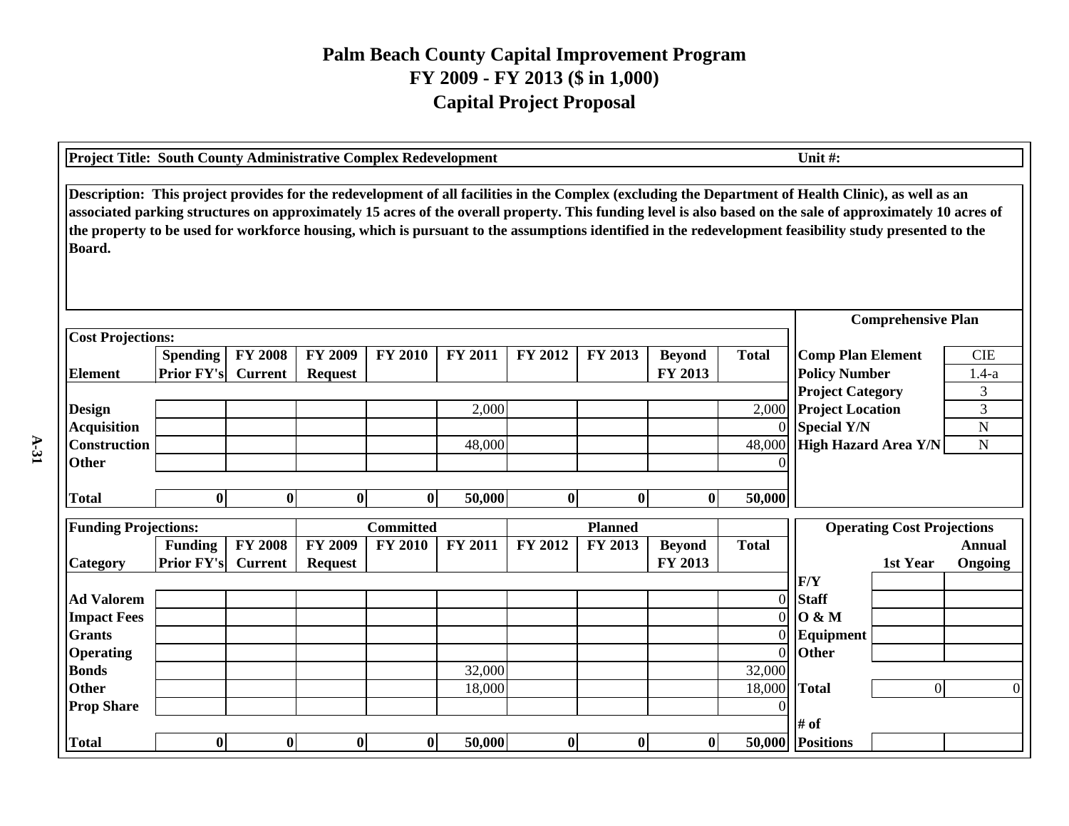# Palm Beach County Capital Improvement Program
## FY 2009 - FY 2013 ($ in 1,000)
## Capital Project Proposal

**Project Title: South County Administrative Complex Redevelopment** **Unit #:**

**Description: This project provides for the redevelopment of all facilities in the Complex (excluding the Department of Health Clinic), as well as an associated parking structures on approximately 15 acres of the overall property. This funding level is also based on the sale of approximately 10 acres of the property to be used for workforce housing, which is pursuant to the assumptions identified in the redevelopment feasibility study presented to the Board.**

**Cost Projections:**

| Element | Spending Prior FY's | FY 2008 Current | FY 2009 Request | FY 2010 | FY 2011 | FY 2012 | FY 2013 | Beyond FY 2013 | Total |
|---|---|---|---|---|---|---|---|---|---|
| Design | | | | | 2,000 | | | | 2,000 |
| Acquisition | | | | | | | | | 0 |
| Construction | | | | | 48,000 | | | | 48,000 |
| Other | | | | | | | | | 0 |
| **Total** | **0** | **0** | **0** | **0** | **50,000** | **0** | **0** | **0** | **50,000** |

**Comprehensive Plan**

| | |
|---|---|
| Comp Plan Element | CIE |
| Policy Number | 1.4-a |
| Project Category | 3 |
| Project Location | 3 |
| Special Y/N | N |
| High Hazard Area Y/N | N |

**Funding Projections:**

| Category | Funding Prior FY's | FY 2008 Current | FY 2009 Request (Committed) | FY 2010 (Committed) | FY 2011 (Committed) | FY 2012 (Planned) | FY 2013 (Planned) | Beyond FY 2013 (Planned) | Total |
|---|---|---|---|---|---|---|---|---|---|
| Ad Valorem | | | | | | | | | 0 |
| Impact Fees | | | | | | | | | 0 |
| Grants | | | | | | | | | 0 |
| Operating | | | | | | | | | 0 |
| Bonds | | | | | 32,000 | | | | 32,000 |
| Other | | | | | 18,000 | | | | 18,000 |
| Prop Share | | | | | | | | | 0 |
| **Total** | **0** | **0** | **0** | **0** | **50,000** | **0** | **0** | **0** | **50,000** |

**Operating Cost Projections**

| F/Y | 1st Year | Annual Ongoing |
|---|---|---|
| Staff | | |
| O & M | | |
| Equipment | | |
| Other | | |
| **Total** | 0 | 0 |
| # of Positions | | |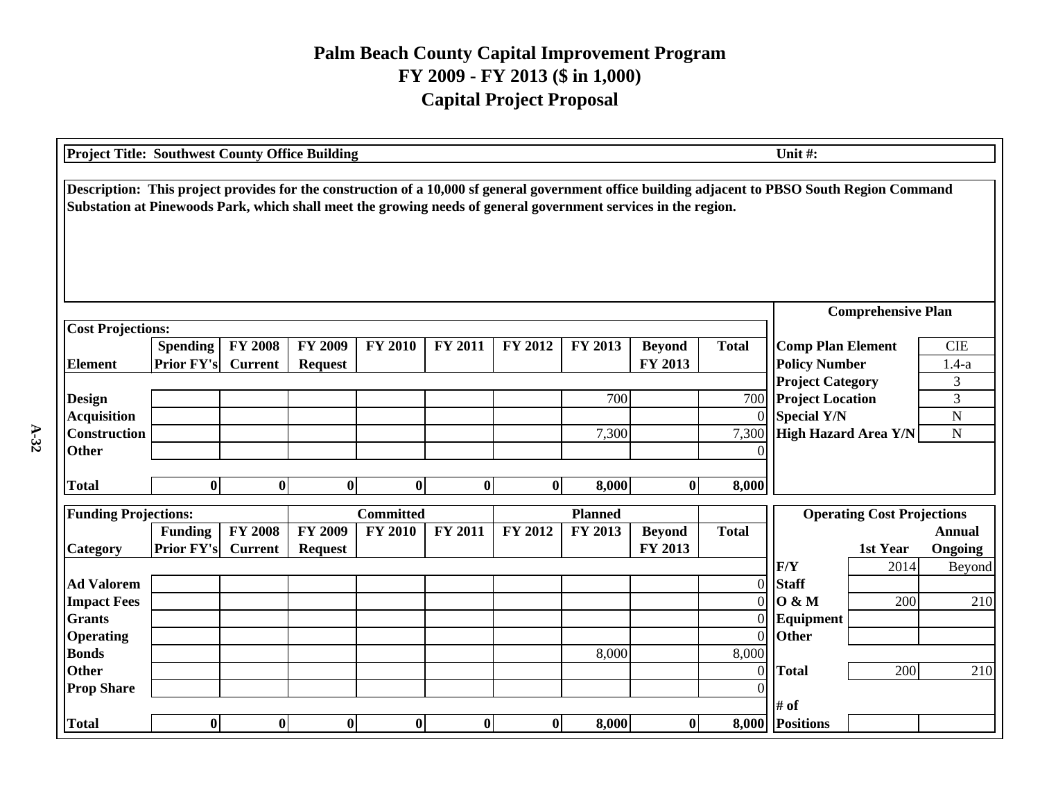# Palm Beach County Capital Improvement Program
## FY 2009 - FY 2013 ($ in 1,000)
## Capital Project Proposal

**Project Title: Southwest County Office Building** **Unit #:**

**Description: This project provides for the construction of a 10,000 sf general government office building adjacent to PBSO South Region Command Substation at Pinewoods Park, which shall meet the growing needs of general government services in the region.**

**Cost Projections:**

| Element | Spending Prior FY's | FY 2008 Current | FY 2009 Request | FY 2010 | FY 2011 | FY 2012 | FY 2013 | Beyond FY 2013 | Total |
|---|---|---|---|---|---|---|---|---|---|
| Design | | | | | | | 700 | | 700 |
| Acquisition | | | | | | | | | 0 |
| Construction | | | | | | | 7,300 | | 7,300 |
| Other | | | | | | | | | 0 |
| **Total** | **0** | **0** | **0** | **0** | **0** | **0** | **8,000** | **0** | **8,000** |

**Comprehensive Plan**

| | |
|---|---|
| Comp Plan Element | CIE |
| Policy Number | 1.4-a |
| Project Category | 3 |
| Project Location | 3 |
| Special Y/N | N |
| High Hazard Area Y/N | N |

**Funding Projections:**

| Category | Funding Prior FY's | FY 2008 Current | Committed FY 2009 Request | FY 2010 | FY 2011 | Planned FY 2012 | FY 2013 | Beyond FY 2013 | Total |
|---|---|---|---|---|---|---|---|---|---|
| Ad Valorem | | | | | | | | | 0 |
| Impact Fees | | | | | | | | | 0 |
| Grants | | | | | | | | | 0 |
| Operating | | | | | | | | | 0 |
| Bonds | | | | | | | 8,000 | | 8,000 |
| Other | | | | | | | | | 0 |
| Prop Share | | | | | | | | | 0 |
| **Total** | **0** | **0** | **0** | **0** | **0** | **0** | **8,000** | **0** | **8,000** |

**Operating Cost Projections**

| | 1st Year | Annual Ongoing |
|---|---|---|
| F/Y | 2014 | Beyond |
| Staff | | |
| O & M | 200 | 210 |
| Equipment | | |
| Other | | |
| Total | 200 | 210 |
| # of Positions | | |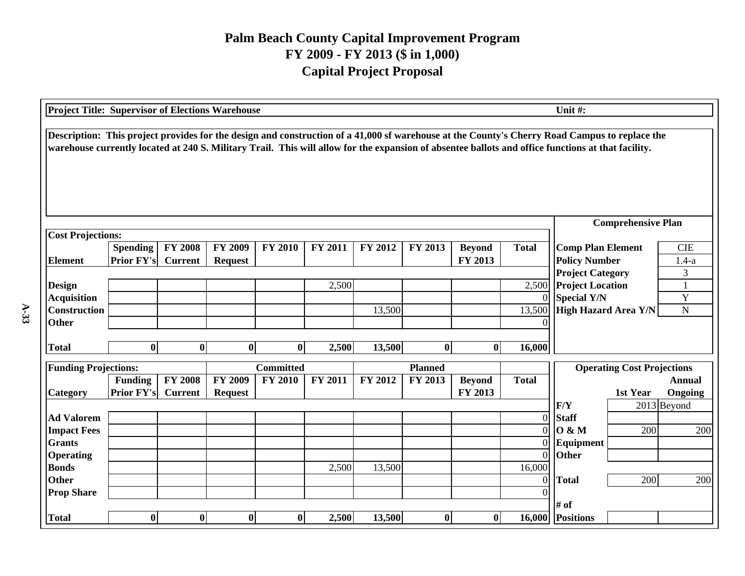# Palm Beach County Capital Improvement Program
## FY 2009 - FY 2013 ($ in 1,000)
## Capital Project Proposal

**Project Title: Supervisor of Elections Warehouse** | **Unit #:**

**Description: This project provides for the design and construction of a 41,000 sf warehouse at the County's Cherry Road Campus to replace the warehouse currently located at 240 S. Military Trail. This will allow for the expansion of absentee ballots and office functions at that facility.**

**Cost Projections:**

| Element | Spending Prior FY's | FY 2008 Current | FY 2009 Request | FY 2010 | FY 2011 | FY 2012 | FY 2013 | Beyond FY 2013 | Total |
|---|---|---|---|---|---|---|---|---|---|
| Design | | | | | 2,500 | | | | 2,500 |
| Acquisition | | | | | | | | | 0 |
| Construction | | | | | | 13,500 | | | 13,500 |
| Other | | | | | | | | | 0 |
| Total | 0 | 0 | 0 | 0 | 2,500 | 13,500 | 0 | 0 | 16,000 |

**Comprehensive Plan**

| | |
|---|---|
| Comp Plan Element | CIE |
| Policy Number | 1.4-a |
| Project Category | 3 |
| Project Location | 1 |
| Special Y/N | Y |
| High Hazard Area Y/N | N |

**Funding Projections:**

| Category | Funding Prior FY's | FY 2008 Current | FY 2009 Request | Committed FY 2010 | FY 2011 | Planned FY 2012 | FY 2013 | Beyond FY 2013 | Total |
|---|---|---|---|---|---|---|---|---|---|
| Ad Valorem | | | | | | | | | 0 |
| Impact Fees | | | | | | | | | 0 |
| Grants | | | | | | | | | 0 |
| Operating | | | | | | | | | 0 |
| Bonds | | | | | 2,500 | 13,500 | | | 16,000 |
| Other | | | | | | | | | 0 |
| Prop Share | | | | | | | | | 0 |
| Total | 0 | 0 | 0 | 0 | 2,500 | 13,500 | 0 | 0 | 16,000 |

**Operating Cost Projections**

| | 1st Year | Annual Ongoing |
|---|---|---|
| F/Y | 2013 | Beyond |
| Staff | | |
| O & M | 200 | 200 |
| Equipment | | |
| Other | | |
| Total | 200 | 200 |
| # of Positions | | |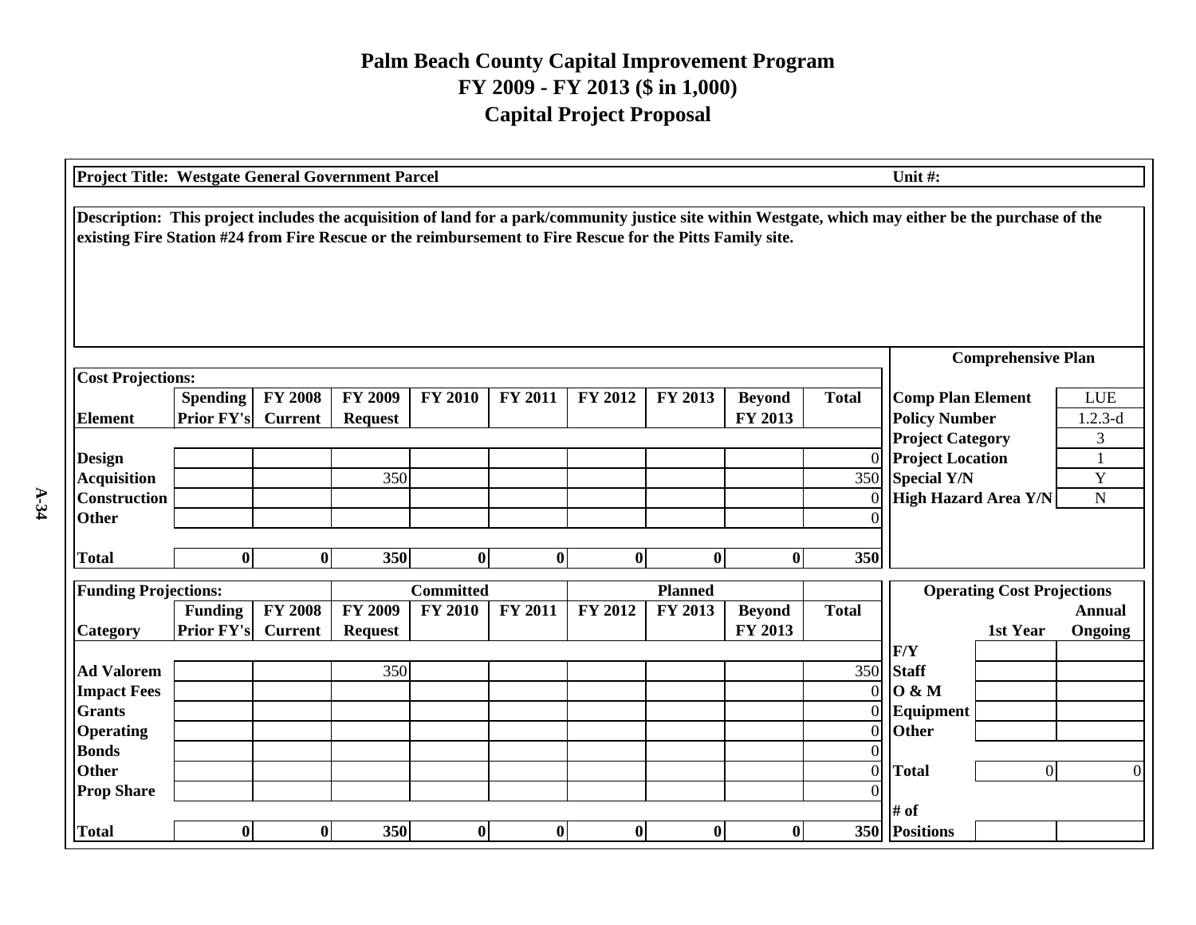# Palm Beach County Capital Improvement Program
## FY 2009 - FY 2013 ($ in 1,000)
## Capital Project Proposal

**Project Title: Westgate General Government Parcel** | **Unit #:**

**Description: This project includes the acquisition of land for a park/community justice site within Westgate, which may either be the purchase of the existing Fire Station #24 from Fire Rescue or the reimbursement to Fire Rescue for the Pitts Family site.**

**Cost Projections:**

| Element | Spending Prior FY's | FY 2008 Current | FY 2009 Request | FY 2010 | FY 2011 | FY 2012 | FY 2013 | Beyond FY 2013 | Total |
|---|---|---|---|---|---|---|---|---|---|
| Design | | | | | | | | | 0 |
| Acquisition | | | 350 | | | | | | 350 |
| Construction | | | | | | | | | 0 |
| Other | | | | | | | | | 0 |
| **Total** | **0** | **0** | **350** | **0** | **0** | **0** | **0** | **0** | **350** |

**Comprehensive Plan**

| | |
|---|---|
| Comp Plan Element | LUE |
| Policy Number | 1.2.3-d |
| Project Category | 3 |
| Project Location | 1 |
| Special Y/N | Y |
| High Hazard Area Y/N | N |

**Funding Projections:**

| Category | Funding Prior FY's | FY 2008 Current | FY 2009 Request | Committed FY 2010 | FY 2011 | Planned FY 2012 | FY 2013 | Beyond FY 2013 | Total |
|---|---|---|---|---|---|---|---|---|---|
| Ad Valorem | | | 350 | | | | | | 350 |
| Impact Fees | | | | | | | | | 0 |
| Grants | | | | | | | | | 0 |
| Operating | | | | | | | | | 0 |
| Bonds | | | | | | | | | 0 |
| Other | | | | | | | | | 0 |
| Prop Share | | | | | | | | | 0 |
| **Total** | **0** | **0** | **350** | **0** | **0** | **0** | **0** | **0** | **350** |

**Operating Cost Projections**

| F/Y | 1st Year | Annual Ongoing |
|---|---|---|
| Staff | | |
| O & M | | |
| Equipment | | |
| Other | | |
| **Total** | 0 | 0 |
| **# of Positions** | | |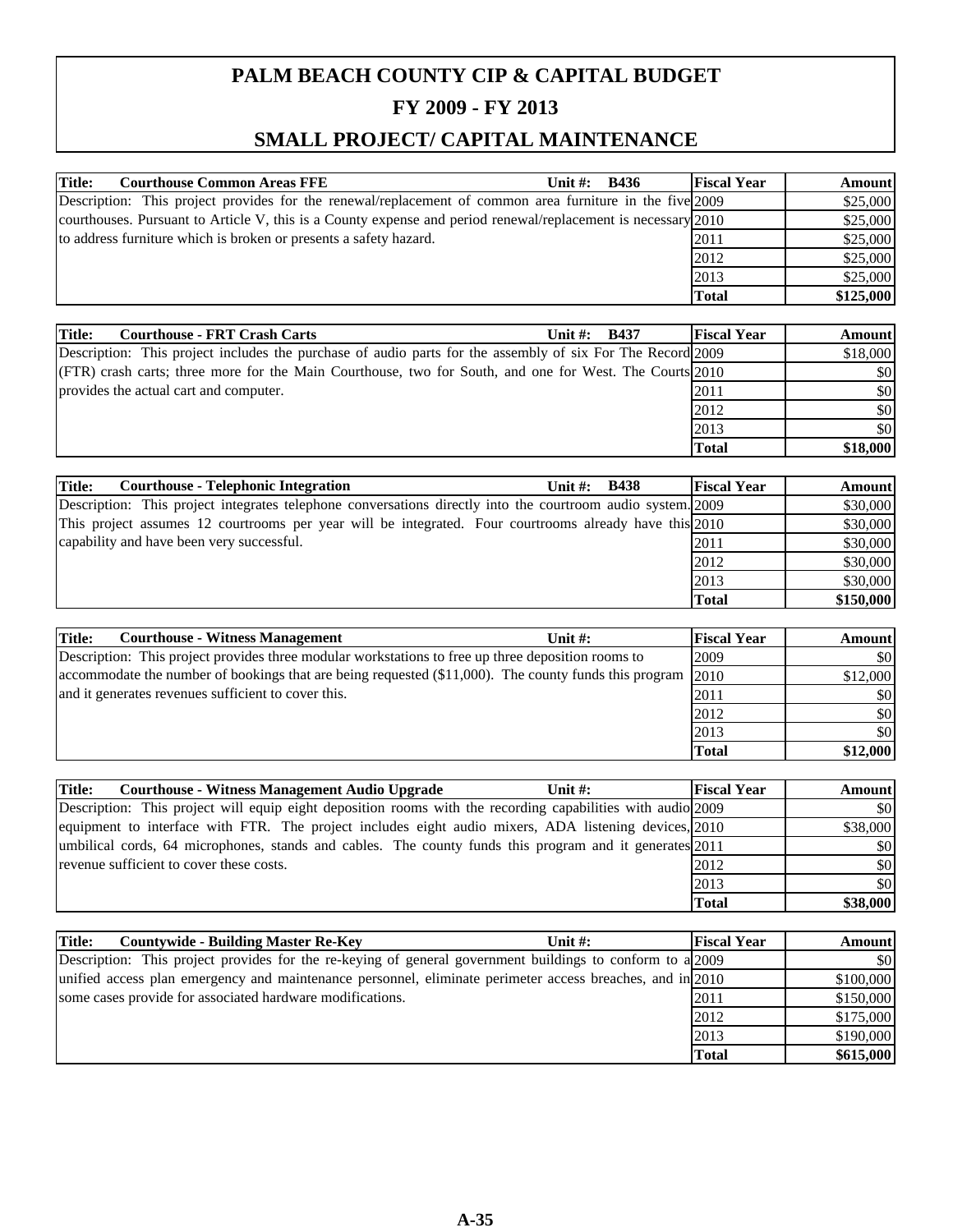# PALM BEACH COUNTY CIP & CAPITAL BUDGET

## FY 2009 - FY 2013

## SMALL PROJECT/ CAPITAL MAINTENANCE

| **Title:** **Courthouse Common Areas FFE** | **Unit #:** **B436** | **Fiscal Year** | **Amount** |
|---|---|---|---|
| Description: This project provides for the renewal/replacement of common area furniture in the five courthouses. Pursuant to Article V, this is a County expense and period renewal/replacement is necessary to address furniture which is broken or presents a safety hazard. | | 2009 | $25,000 |
| | | 2010 | $25,000 |
| | | 2011 | $25,000 |
| | | 2012 | $25,000 |
| | | 2013 | $25,000 |
| | | **Total** | **$125,000** |

| **Title:** **Courthouse - FRT Crash Carts** | **Unit #:** **B437** | **Fiscal Year** | **Amount** |
|---|---|---|---|
| Description: This project includes the purchase of audio parts for the assembly of six For The Record (FTR) crash carts; three more for the Main Courthouse, two for South, and one for West. The Courts provides the actual cart and computer. | | 2009 | $18,000 |
| | | 2010 | $0 |
| | | 2011 | $0 |
| | | 2012 | $0 |
| | | 2013 | $0 |
| | | **Total** | **$18,000** |

| **Title:** **Courthouse - Telephonic Integration** | **Unit #:** **B438** | **Fiscal Year** | **Amount** |
|---|---|---|---|
| Description: This project integrates telephone conversations directly into the courtroom audio system. This project assumes 12 courtrooms per year will be integrated. Four courtrooms already have this capability and have been very successful. | | 2009 | $30,000 |
| | | 2010 | $30,000 |
| | | 2011 | $30,000 |
| | | 2012 | $30,000 |
| | | 2013 | $30,000 |
| | | **Total** | **$150,000** |

| **Title:** **Courthouse - Witness Management** | **Unit #:** | **Fiscal Year** | **Amount** |
|---|---|---|---|
| Description: This project provides three modular workstations to free up three deposition rooms to accommodate the number of bookings that are being requested ($11,000). The county funds this program and it generates revenues sufficient to cover this. | | 2009 | $0 |
| | | 2010 | $12,000 |
| | | 2011 | $0 |
| | | 2012 | $0 |
| | | 2013 | $0 |
| | | **Total** | **$12,000** |

| **Title:** **Courthouse - Witness Management Audio Upgrade** | **Unit #:** | **Fiscal Year** | **Amount** |
|---|---|---|---|
| Description: This project will equip eight deposition rooms with the recording capabilities with audio equipment to interface with FTR. The project includes eight audio mixers, ADA listening devices, umbilical cords, 64 microphones, stands and cables. The county funds this program and it generates revenue sufficient to cover these costs. | | 2009 | $0 |
| | | 2010 | $38,000 |
| | | 2011 | $0 |
| | | 2012 | $0 |
| | | 2013 | $0 |
| | | **Total** | **$38,000** |

| **Title:** **Countywide - Building Master Re-Key** | **Unit #:** | **Fiscal Year** | **Amount** |
|---|---|---|---|
| Description: This project provides for the re-keying of general government buildings to conform to a unified access plan emergency and maintenance personnel, eliminate perimeter access breaches, and in some cases provide for associated hardware modifications. | | 2009 | $0 |
| | | 2010 | $100,000 |
| | | 2011 | $150,000 |
| | | 2012 | $175,000 |
| | | 2013 | $190,000 |
| | | **Total** | **$615,000** |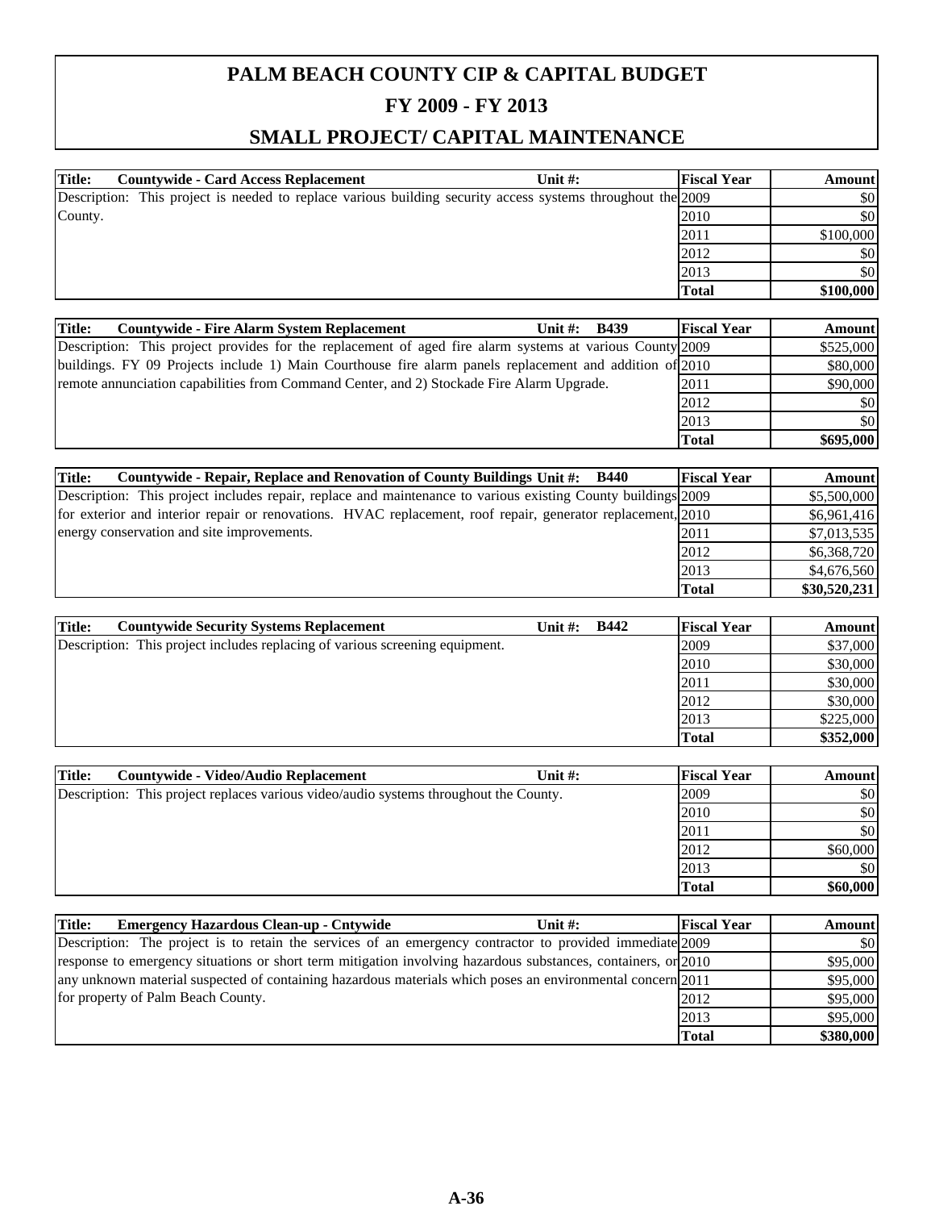# PALM BEACH COUNTY CIP & CAPITAL BUDGET

## FY 2009 - FY 2013

## SMALL PROJECT/ CAPITAL MAINTENANCE

| Title: Countywide - Card Access Replacement | Unit #: | Fiscal Year | Amount |
|---|---|---|---|
| Description: This project is needed to replace various building security access systems throughout the County. | | 2009 | $0 |
| | | 2010 | $0 |
| | | 2011 | $100,000 |
| | | 2012 | $0 |
| | | 2013 | $0 |
| | | **Total** | **$100,000** |

| Title: Countywide - Fire Alarm System Replacement | Unit #: B439 | Fiscal Year | Amount |
|---|---|---|---|
| Description: This project provides for the replacement of aged fire alarm systems at various County buildings. FY 09 Projects include 1) Main Courthouse fire alarm panels replacement and addition of remote annunciation capabilities from Command Center, and 2) Stockade Fire Alarm Upgrade. | | 2009 | $525,000 |
| | | 2010 | $80,000 |
| | | 2011 | $90,000 |
| | | 2012 | $0 |
| | | 2013 | $0 |
| | | **Total** | **$695,000** |

| Title: Countywide - Repair, Replace and Renovation of County Buildings | Unit #: B440 | Fiscal Year | Amount |
|---|---|---|---|
| Description: This project includes repair, replace and maintenance to various existing County buildings for exterior and interior repair or renovations. HVAC replacement, roof repair, generator replacement, energy conservation and site improvements. | | 2009 | $5,500,000 |
| | | 2010 | $6,961,416 |
| | | 2011 | $7,013,535 |
| | | 2012 | $6,368,720 |
| | | 2013 | $4,676,560 |
| | | **Total** | **$30,520,231** |

| Title: Countywide Security Systems Replacement | Unit #: B442 | Fiscal Year | Amount |
|---|---|---|---|
| Description: This project includes replacing of various screening equipment. | | 2009 | $37,000 |
| | | 2010 | $30,000 |
| | | 2011 | $30,000 |
| | | 2012 | $30,000 |
| | | 2013 | $225,000 |
| | | **Total** | **$352,000** |

| Title: Countywide - Video/Audio Replacement | Unit #: | Fiscal Year | Amount |
|---|---|---|---|
| Description: This project replaces various video/audio systems throughout the County. | | 2009 | $0 |
| | | 2010 | $0 |
| | | 2011 | $0 |
| | | 2012 | $60,000 |
| | | 2013 | $0 |
| | | **Total** | **$60,000** |

| Title: Emergency Hazardous Clean-up - Cntywide | Unit #: | Fiscal Year | Amount |
|---|---|---|---|
| Description: The project is to retain the services of an emergency contractor to provided immediate response to emergency situations or short term mitigation involving hazardous substances, containers, or any unknown material suspected of containing hazardous materials which poses an environmental concern for property of Palm Beach County. | | 2009 | $0 |
| | | 2010 | $95,000 |
| | | 2011 | $95,000 |
| | | 2012 | $95,000 |
| | | 2013 | $95,000 |
| | | **Total** | **$380,000** |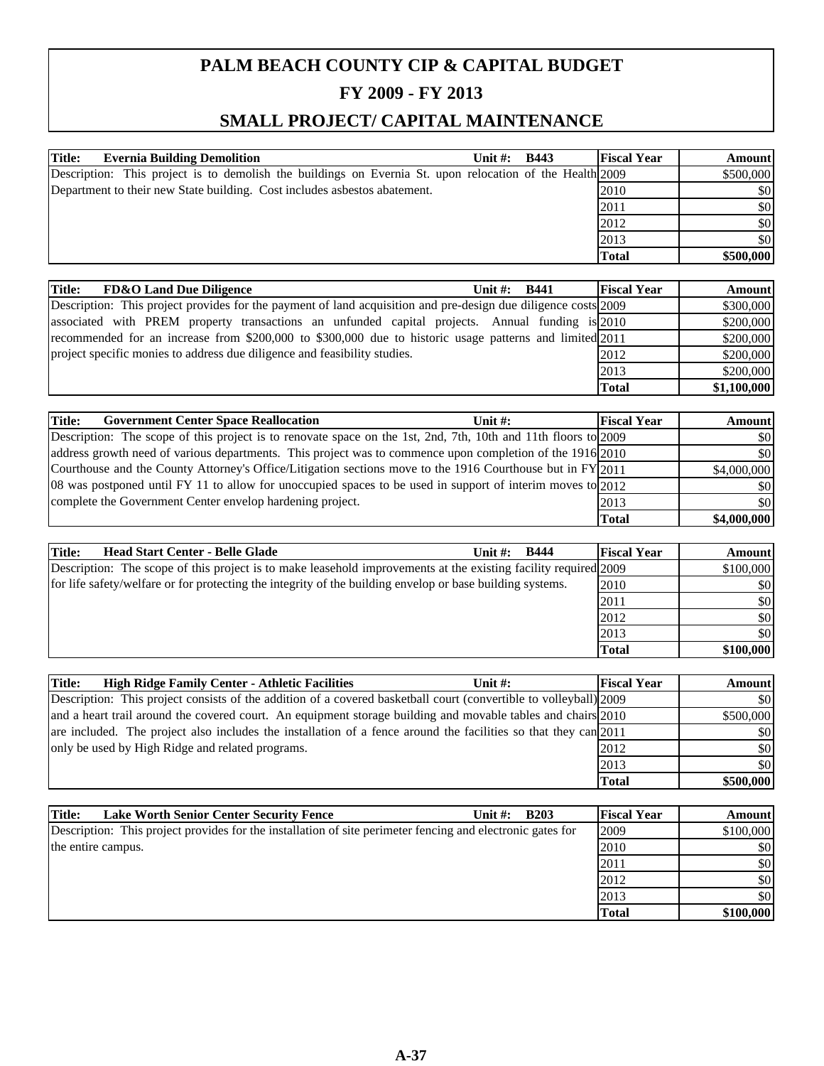# PALM BEACH COUNTY CIP & CAPITAL BUDGET

## FY 2009 - FY 2013

## SMALL PROJECT/ CAPITAL MAINTENANCE

| Title: Evernia Building Demolition | Unit #: B443 | Fiscal Year | Amount |
|---|---|---|---|
| Description: This project is to demolish the buildings on Evernia St. upon relocation of the Health Department to their new State building. Cost includes asbestos abatement. | | 2009 | $500,000 |
| | | 2010 | $0 |
| | | 2011 | $0 |
| | | 2012 | $0 |
| | | 2013 | $0 |
| | | **Total** | **$500,000** |

| Title: FD&O Land Due Diligence | Unit #: B441 | Fiscal Year | Amount |
|---|---|---|---|
| Description: This project provides for the payment of land acquisition and pre-design due diligence costs associated with PREM property transactions an unfunded capital projects. Annual funding is recommended for an increase from $200,000 to $300,000 due to historic usage patterns and limited project specific monies to address due diligence and feasibility studies. | | 2009 | $300,000 |
| | | 2010 | $200,000 |
| | | 2011 | $200,000 |
| | | 2012 | $200,000 |
| | | 2013 | $200,000 |
| | | **Total** | **$1,100,000** |

| Title: Government Center Space Reallocation | Unit #: | Fiscal Year | Amount |
|---|---|---|---|
| Description: The scope of this project is to renovate space on the 1st, 2nd, 7th, 10th and 11th floors to address growth need of various departments. This project was to commence upon completion of the 1916 Courthouse and the County Attorney's Office/Litigation sections move to the 1916 Courthouse but in FY 08 was postponed until FY 11 to allow for unoccupied spaces to be used in support of interim moves to complete the Government Center envelop hardening project. | | 2009 | $0 |
| | | 2010 | $0 |
| | | 2011 | $4,000,000 |
| | | 2012 | $0 |
| | | 2013 | $0 |
| | | **Total** | **$4,000,000** |

| Title: Head Start Center - Belle Glade | Unit #: B444 | Fiscal Year | Amount |
|---|---|---|---|
| Description: The scope of this project is to make leasehold improvements at the existing facility required for life safety/welfare or for protecting the integrity of the building envelop or base building systems. | | 2009 | $100,000 |
| | | 2010 | $0 |
| | | 2011 | $0 |
| | | 2012 | $0 |
| | | 2013 | $0 |
| | | **Total** | **$100,000** |

| Title: High Ridge Family Center - Athletic Facilities | Unit #: | Fiscal Year | Amount |
|---|---|---|---|
| Description: This project consists of the addition of a covered basketball court (convertible to volleyball) and a heart trail around the covered court. An equipment storage building and movable tables and chairs are included. The project also includes the installation of a fence around the facilities so that they can only be used by High Ridge and related programs. | | 2009 | $0 |
| | | 2010 | $500,000 |
| | | 2011 | $0 |
| | | 2012 | $0 |
| | | 2013 | $0 |
| | | **Total** | **$500,000** |

| Title: Lake Worth Senior Center Security Fence | Unit #: B203 | Fiscal Year | Amount |
|---|---|---|---|
| Description: This project provides for the installation of site perimeter fencing and electronic gates for the entire campus. | | 2009 | $100,000 |
| | | 2010 | $0 |
| | | 2011 | $0 |
| | | 2012 | $0 |
| | | 2013 | $0 |
| | | **Total** | **$100,000** |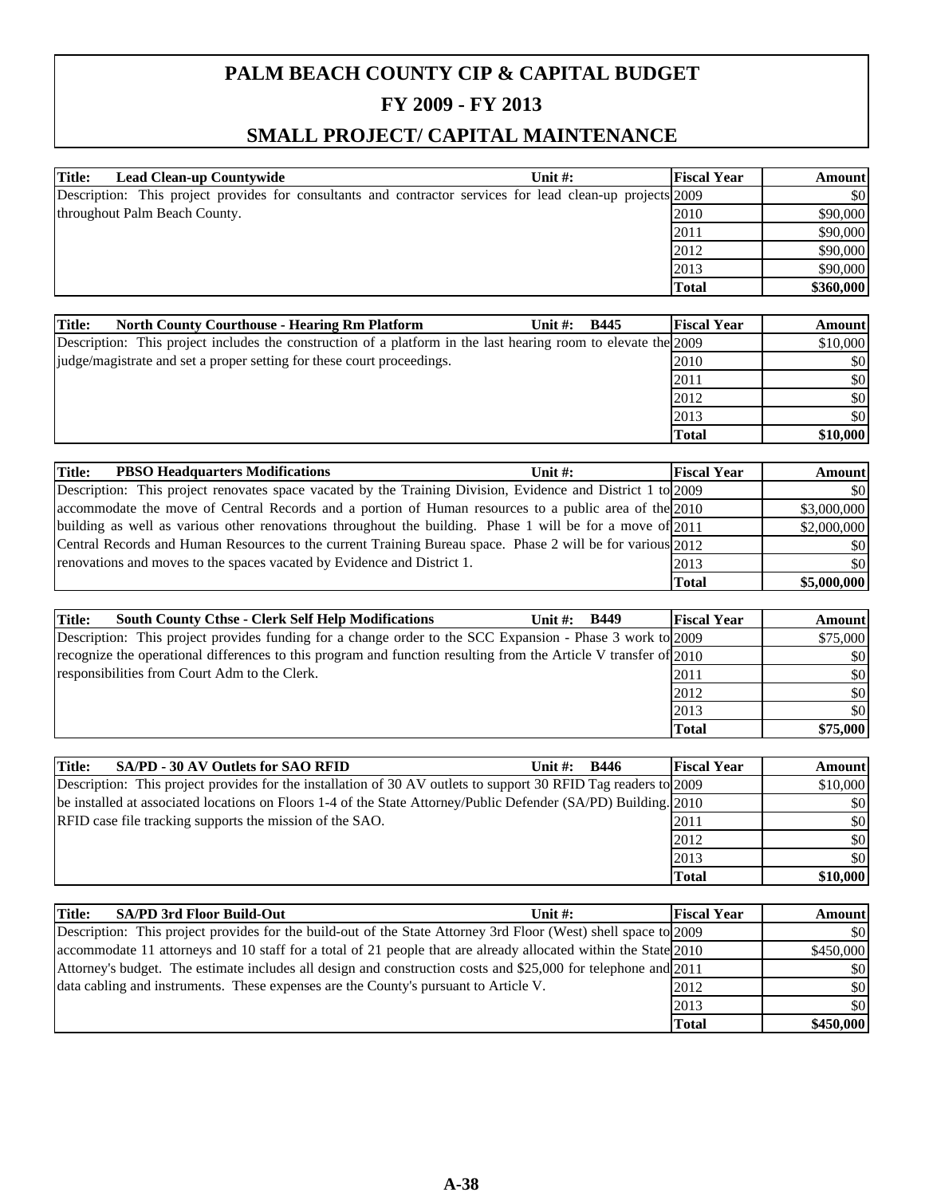# PALM BEACH COUNTY CIP & CAPITAL BUDGET

## FY 2009 - FY 2013

## SMALL PROJECT/ CAPITAL MAINTENANCE

| Title: Lead Clean-up Countywide | Unit #: | Fiscal Year | Amount |
|---|---|---|---|
| Description: This project provides for consultants and contractor services for lead clean-up projects throughout Palm Beach County. | | 2009 | $0 |
| | | 2010 | $90,000 |
| | | 2011 | $90,000 |
| | | 2012 | $90,000 |
| | | 2013 | $90,000 |
| | | **Total** | **$360,000** |

| Title: North County Courthouse - Hearing Rm Platform | Unit #: B445 | Fiscal Year | Amount |
|---|---|---|---|
| Description: This project includes the construction of a platform in the last hearing room to elevate the judge/magistrate and set a proper setting for these court proceedings. | | 2009 | $10,000 |
| | | 2010 | $0 |
| | | 2011 | $0 |
| | | 2012 | $0 |
| | | 2013 | $0 |
| | | **Total** | **$10,000** |

| Title: PBSO Headquarters Modifications | Unit #: | Fiscal Year | Amount |
|---|---|---|---|
| Description: This project renovates space vacated by the Training Division, Evidence and District 1 to accommodate the move of Central Records and a portion of Human resources to a public area of the building as well as various other renovations throughout the building. Phase 1 will be for a move of Central Records and Human Resources to the current Training Bureau space. Phase 2 will be for various renovations and moves to the spaces vacated by Evidence and District 1. | | 2009 | $0 |
| | | 2010 | $3,000,000 |
| | | 2011 | $2,000,000 |
| | | 2012 | $0 |
| | | 2013 | $0 |
| | | **Total** | **$5,000,000** |

| Title: South County Cthse - Clerk Self Help Modifications | Unit #: B449 | Fiscal Year | Amount |
|---|---|---|---|
| Description: This project provides funding for a change order to the SCC Expansion - Phase 3 work to recognize the operational differences to this program and function resulting from the Article V transfer of responsibilities from Court Adm to the Clerk. | | 2009 | $75,000 |
| | | 2010 | $0 |
| | | 2011 | $0 |
| | | 2012 | $0 |
| | | 2013 | $0 |
| | | **Total** | **$75,000** |

| Title: SA/PD - 30 AV Outlets for SAO RFID | Unit #: B446 | Fiscal Year | Amount |
|---|---|---|---|
| Description: This project provides for the installation of 30 AV outlets to support 30 RFID Tag readers to be installed at associated locations on Floors 1-4 of the State Attorney/Public Defender (SA/PD) Building. RFID case file tracking supports the mission of the SAO. | | 2009 | $10,000 |
| | | 2010 | $0 |
| | | 2011 | $0 |
| | | 2012 | $0 |
| | | 2013 | $0 |
| | | **Total** | **$10,000** |

| Title: SA/PD 3rd Floor Build-Out | Unit #: | Fiscal Year | Amount |
|---|---|---|---|
| Description: This project provides for the build-out of the State Attorney 3rd Floor (West) shell space to accommodate 11 attorneys and 10 staff for a total of 21 people that are already allocated within the State Attorney's budget. The estimate includes all design and construction costs and $25,000 for telephone and data cabling and instruments. These expenses are the County's pursuant to Article V. | | 2009 | $0 |
| | | 2010 | $450,000 |
| | | 2011 | $0 |
| | | 2012 | $0 |
| | | 2013 | $0 |
| | | **Total** | **$450,000** |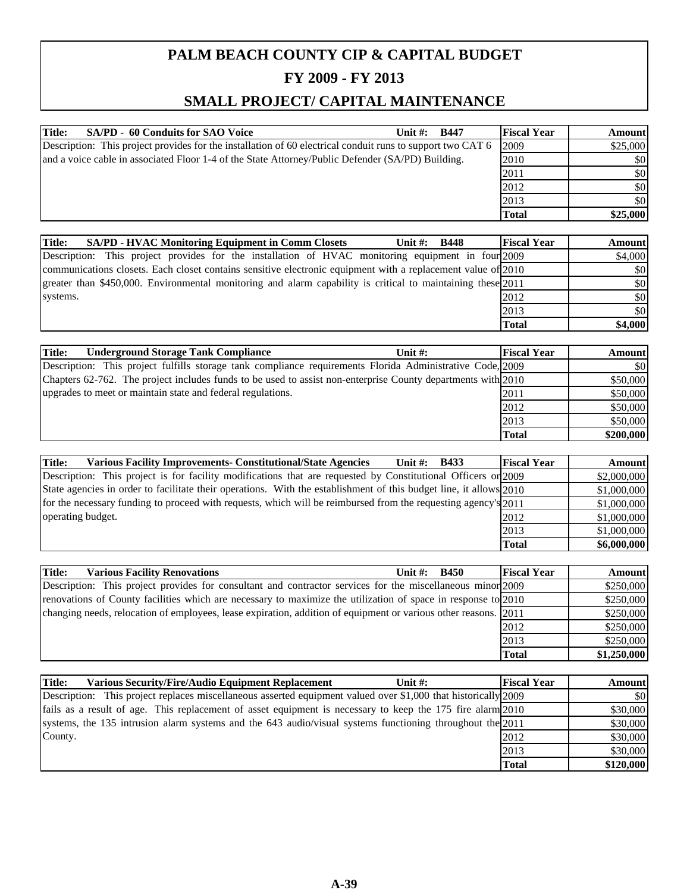# PALM BEACH COUNTY CIP & CAPITAL BUDGET

## FY 2009 - FY 2013

## SMALL PROJECT/ CAPITAL MAINTENANCE

**Title: SA/PD - 60 Conduits for SAO Voice** **Unit #: B447**

Description: This project provides for the installation of 60 electrical conduit runs to support two CAT 6 and a voice cable in associated Floor 1-4 of the State Attorney/Public Defender (SA/PD) Building.

| Fiscal Year | Amount |
|---|---|
| 2009 | $25,000 |
| 2010 | $0 |
| 2011 | $0 |
| 2012 | $0 |
| 2013 | $0 |
| **Total** | **$25,000** |

**Title: SA/PD - HVAC Monitoring Equipment in Comm Closets** **Unit #: B448**

Description: This project provides for the installation of HVAC monitoring equipment in four communications closets. Each closet contains sensitive electronic equipment with a replacement value of greater than $450,000. Environmental monitoring and alarm capability is critical to maintaining these systems.

| Fiscal Year | Amount |
|---|---|
| 2009 | $4,000 |
| 2010 | $0 |
| 2011 | $0 |
| 2012 | $0 |
| 2013 | $0 |
| **Total** | **$4,000** |

**Title: Underground Storage Tank Compliance** **Unit #:**

Description: This project fulfills storage tank compliance requirements Florida Administrative Code, Chapters 62-762. The project includes funds to be used to assist non-enterprise County departments with upgrades to meet or maintain state and federal regulations.

| Fiscal Year | Amount |
|---|---|
| 2009 | $0 |
| 2010 | $50,000 |
| 2011 | $50,000 |
| 2012 | $50,000 |
| 2013 | $50,000 |
| **Total** | **$200,000** |

**Title: Various Facility Improvements- Constitutional/State Agencies** **Unit #: B433**

Description: This project is for facility modifications that are requested by Constitutional Officers or State agencies in order to facilitate their operations. With the establishment of this budget line, it allows for the necessary funding to proceed with requests, which will be reimbursed from the requesting agency's operating budget.

| Fiscal Year | Amount |
|---|---|
| 2009 | $2,000,000 |
| 2010 | $1,000,000 |
| 2011 | $1,000,000 |
| 2012 | $1,000,000 |
| 2013 | $1,000,000 |
| **Total** | **$6,000,000** |

**Title: Various Facility Renovations** **Unit #: B450**

Description: This project provides for consultant and contractor services for the miscellaneous minor renovations of County facilities which are necessary to maximize the utilization of space in response to changing needs, relocation of employees, lease expiration, addition of equipment or various other reasons.

| Fiscal Year | Amount |
|---|---|
| 2009 | $250,000 |
| 2010 | $250,000 |
| 2011 | $250,000 |
| 2012 | $250,000 |
| 2013 | $250,000 |
| **Total** | **$1,250,000** |

**Title: Various Security/Fire/Audio Equipment Replacement** **Unit #:**

Description: This project replaces miscellaneous asserted equipment valued over $1,000 that historically fails as a result of age. This replacement of asset equipment is necessary to keep the 175 fire alarm systems, the 135 intrusion alarm systems and the 643 audio/visual systems functioning throughout the County.

| Fiscal Year | Amount |
|---|---|
| 2009 | $0 |
| 2010 | $30,000 |
| 2011 | $30,000 |
| 2012 | $30,000 |
| 2013 | $30,000 |
| **Total** | **$120,000** |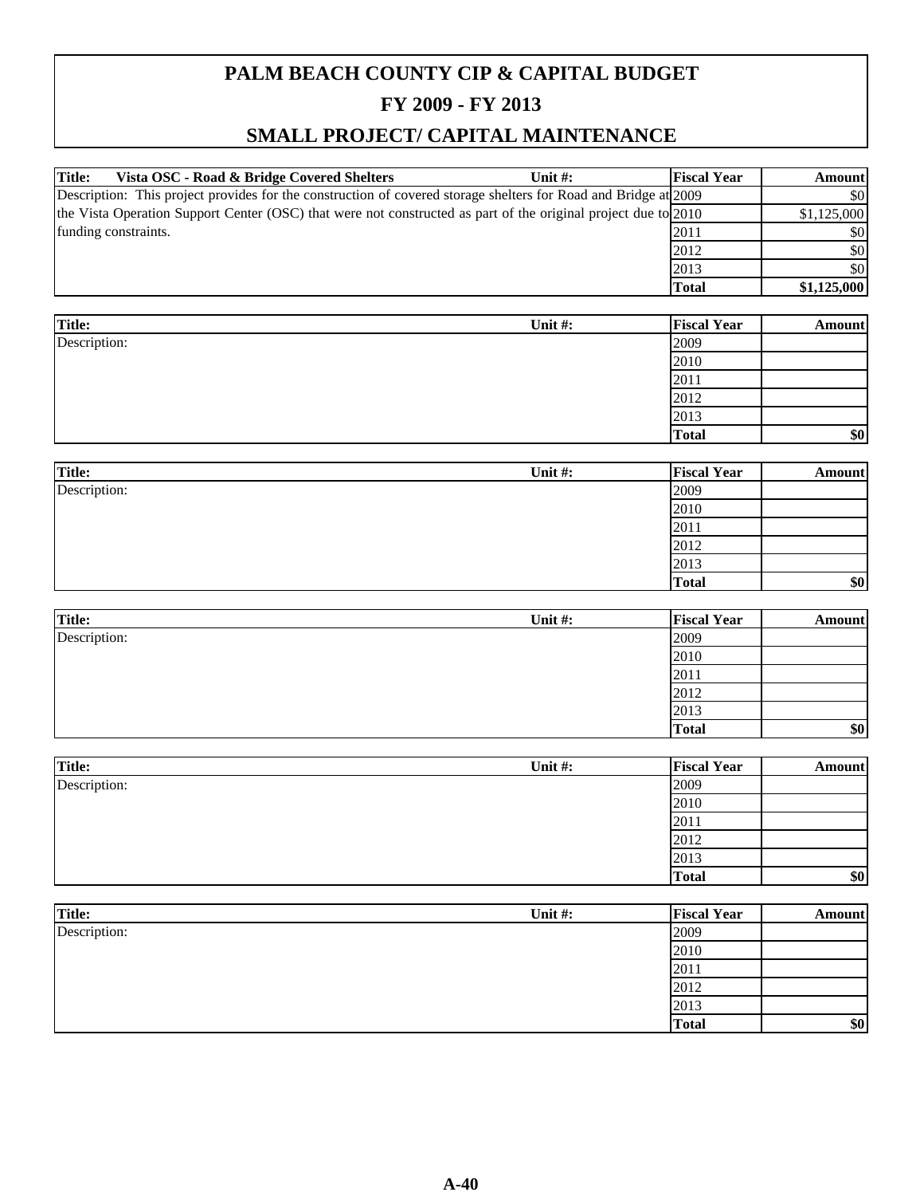# PALM BEACH COUNTY CIP & CAPITAL BUDGET

## FY 2009 - FY 2013

## SMALL PROJECT/ CAPITAL MAINTENANCE

| Title: Vista OSC - Road & Bridge Covered Shelters | Unit #: | Fiscal Year | Amount |
|---|---|---|---|
| Description: This project provides for the construction of covered storage shelters for Road and Bridge at the Vista Operation Support Center (OSC) that were not constructed as part of the original project due to funding constraints. | | 2009 | $0 |
| | | 2010 | $1,125,000 |
| | | 2011 | $0 |
| | | 2012 | $0 |
| | | 2013 | $0 |
| | | **Total** | **$1,125,000** |

| Title: | Unit #: | Fiscal Year | Amount |
|---|---|---|---|
| Description: | | 2009 | |
| | | 2010 | |
| | | 2011 | |
| | | 2012 | |
| | | 2013 | |
| | | **Total** | **$0** |

| Title: | Unit #: | Fiscal Year | Amount |
|---|---|---|---|
| Description: | | 2009 | |
| | | 2010 | |
| | | 2011 | |
| | | 2012 | |
| | | 2013 | |
| | | **Total** | **$0** |

| Title: | Unit #: | Fiscal Year | Amount |
|---|---|---|---|
| Description: | | 2009 | |
| | | 2010 | |
| | | 2011 | |
| | | 2012 | |
| | | 2013 | |
| | | **Total** | **$0** |

| Title: | Unit #: | Fiscal Year | Amount |
|---|---|---|---|
| Description: | | 2009 | |
| | | 2010 | |
| | | 2011 | |
| | | 2012 | |
| | | 2013 | |
| | | **Total** | **$0** |

| Title: | Unit #: | Fiscal Year | Amount |
|---|---|---|---|
| Description: | | 2009 | |
| | | 2010 | |
| | | 2011 | |
| | | 2012 | |
| | | 2013 | |
| | | **Total** | **$0** |

A-40